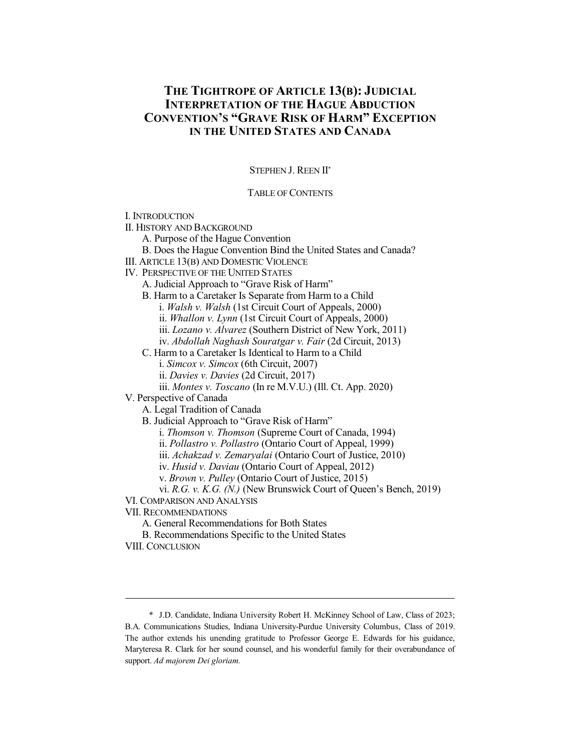# THE TIGHTROPE OF ARTICLE 13(B): JUDICIAL INTERPRETATION OF THE HAGUE ABDUCTION CONVENTION'S "GRAVE RISK OF HARM" EXCEPTION IN THE UNITED STATES AND CANADA

STEPHEN J. REEN II*

TABLE OF CONTENTS

I. INTRODUCTION
II. HISTORY AND BACKGROUND
  A. Purpose of the Hague Convention
  B. Does the Hague Convention Bind the United States and Canada?
III. ARTICLE 13(B) AND DOMESTIC VIOLENCE
IV. PERSPECTIVE OF THE UNITED STATES
  A. Judicial Approach to "Grave Risk of Harm"
  B. Harm to a Caretaker Is Separate from Harm to a Child
    i. *Walsh v. Walsh* (1st Circuit Court of Appeals, 2000)
    ii. *Whallon v. Lynn* (1st Circuit Court of Appeals, 2000)
    iii. *Lozano v. Alvarez* (Southern District of New York, 2011)
    iv. *Abdollah Naghash Souratgar v. Fair* (2d Circuit, 2013)
  C. Harm to a Caretaker Is Identical to Harm to a Child
    i. *Simcox v. Simcox* (6th Circuit, 2007)
    ii. *Davies v. Davies* (2d Circuit, 2017)
    iii. *Montes v. Toscano* (In re M.V.U.) (Ill. Ct. App. 2020)
V. Perspective of Canada
  A. Legal Tradition of Canada
  B. Judicial Approach to "Grave Risk of Harm"
    i. *Thomson v. Thomson* (Supreme Court of Canada, 1994)
    ii. *Pollastro v. Pollastro* (Ontario Court of Appeal, 1999)
    iii. *Achakzad v. Zemaryalai* (Ontario Court of Justice, 2010)
    iv. *Husid v. Daviau* (Ontario Court of Appeal, 2012)
    v. *Brown v. Pulley* (Ontario Court of Justice, 2015)
    vi. *R.G. v. K.G. (N.)* (New Brunswick Court of Queen's Bench, 2019)
VI. COMPARISON AND ANALYSIS
VII. RECOMMENDATIONS
  A. General Recommendations for Both States
  B. Recommendations Specific to the United States
VIII. CONCLUSION

---

\* J.D. Candidate, Indiana University Robert H. McKinney School of Law, Class of 2023; B.A. Communications Studies, Indiana University-Purdue University Columbus, Class of 2019. The author extends his unending gratitude to Professor George E. Edwards for his guidance, Maryteresa R. Clark for her sound counsel, and his wonderful family for their overabundance of support. *Ad majorem Dei gloriam.*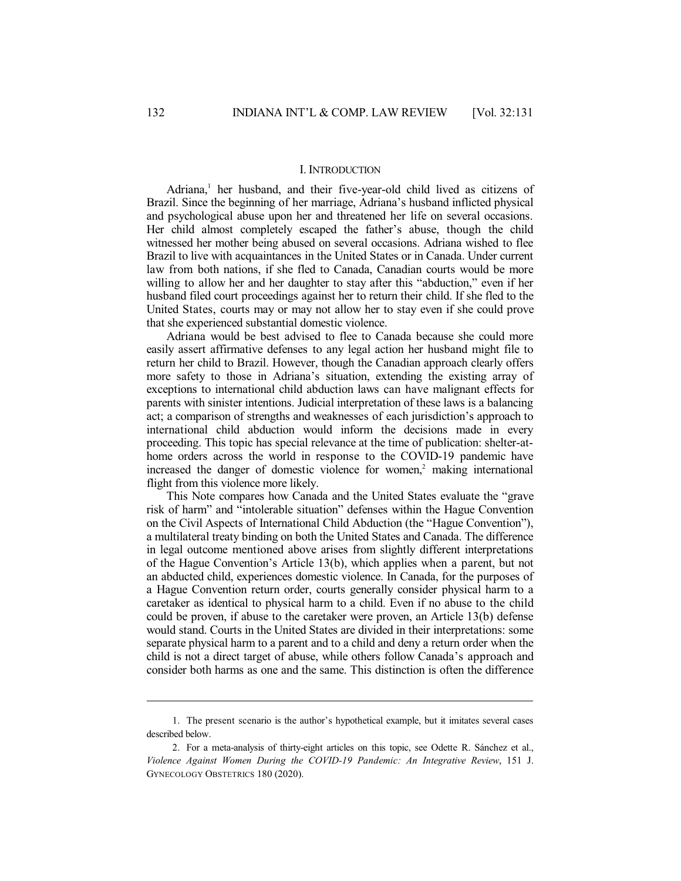## I. INTRODUCTION

Adriana,[1] her husband, and their five-year-old child lived as citizens of Brazil. Since the beginning of her marriage, Adriana's husband inflicted physical and psychological abuse upon her and threatened her life on several occasions. Her child almost completely escaped the father's abuse, though the child witnessed her mother being abused on several occasions. Adriana wished to flee Brazil to live with acquaintances in the United States or in Canada. Under current law from both nations, if she fled to Canada, Canadian courts would be more willing to allow her and her daughter to stay after this "abduction," even if her husband filed court proceedings against her to return their child. If she fled to the United States, courts may or may not allow her to stay even if she could prove that she experienced substantial domestic violence.

Adriana would be best advised to flee to Canada because she could more easily assert affirmative defenses to any legal action her husband might file to return her child to Brazil. However, though the Canadian approach clearly offers more safety to those in Adriana's situation, extending the existing array of exceptions to international child abduction laws can have malignant effects for parents with sinister intentions. Judicial interpretation of these laws is a balancing act; a comparison of strengths and weaknesses of each jurisdiction's approach to international child abduction would inform the decisions made in every proceeding. This topic has special relevance at the time of publication: shelter-at-home orders across the world in response to the COVID-19 pandemic have increased the danger of domestic violence for women,[2] making international flight from this violence more likely.

This Note compares how Canada and the United States evaluate the "grave risk of harm" and "intolerable situation" defenses within the Hague Convention on the Civil Aspects of International Child Abduction (the "Hague Convention"), a multilateral treaty binding on both the United States and Canada. The difference in legal outcome mentioned above arises from slightly different interpretations of the Hague Convention's Article 13(b), which applies when a parent, but not an abducted child, experiences domestic violence. In Canada, for the purposes of a Hague Convention return order, courts generally consider physical harm to a caretaker as identical to physical harm to a child. Even if no abuse to the child could be proven, if abuse to the caretaker were proven, an Article 13(b) defense would stand. Courts in the United States are divided in their interpretations: some separate physical harm to a parent and to a child and deny a return order when the child is not a direct target of abuse, while others follow Canada's approach and consider both harms as one and the same. This distinction is often the difference

---

1. The present scenario is the author's hypothetical example, but it imitates several cases described below.

2. For a meta-analysis of thirty-eight articles on this topic, see Odette R. Sánchez et al., *Violence Against Women During the COVID-19 Pandemic: An Integrative Review*, 151 J. GYNECOLOGY OBSTETRICS 180 (2020).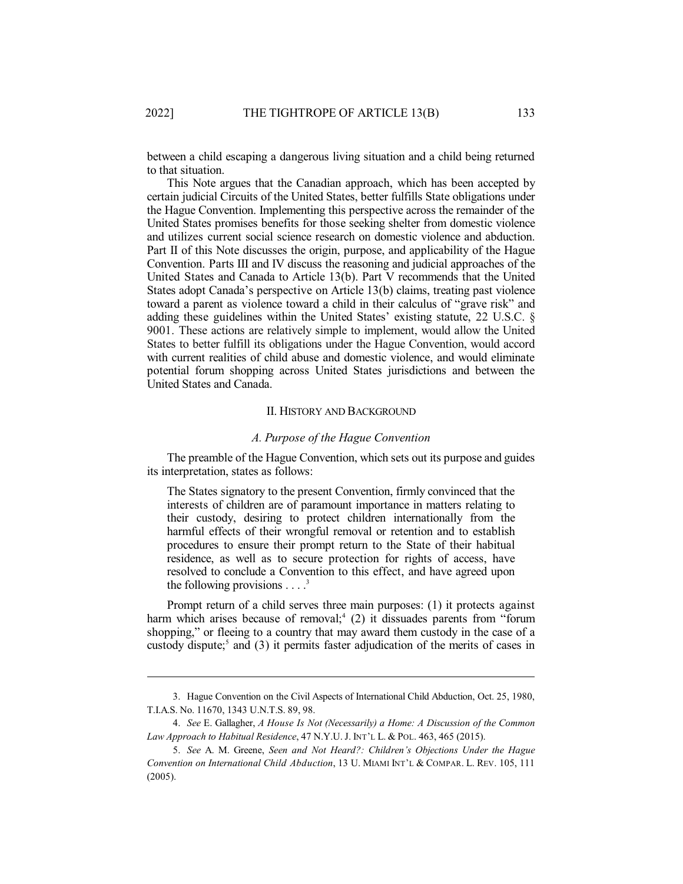between a child escaping a dangerous living situation and a child being returned to that situation.

This Note argues that the Canadian approach, which has been accepted by certain judicial Circuits of the United States, better fulfills State obligations under the Hague Convention. Implementing this perspective across the remainder of the United States promises benefits for those seeking shelter from domestic violence and utilizes current social science research on domestic violence and abduction. Part II of this Note discusses the origin, purpose, and applicability of the Hague Convention. Parts III and IV discuss the reasoning and judicial approaches of the United States and Canada to Article 13(b). Part V recommends that the United States adopt Canada's perspective on Article 13(b) claims, treating past violence toward a parent as violence toward a child in their calculus of "grave risk" and adding these guidelines within the United States' existing statute, 22 U.S.C. § 9001. These actions are relatively simple to implement, would allow the United States to better fulfill its obligations under the Hague Convention, would accord with current realities of child abuse and domestic violence, and would eliminate potential forum shopping across United States jurisdictions and between the United States and Canada.

## II. History and Background

### *A. Purpose of the Hague Convention*

The preamble of the Hague Convention, which sets out its purpose and guides its interpretation, states as follows:

> The States signatory to the present Convention, firmly convinced that the interests of children are of paramount importance in matters relating to their custody, desiring to protect children internationally from the harmful effects of their wrongful removal or retention and to establish procedures to ensure their prompt return to the State of their habitual residence, as well as to secure protection for rights of access, have resolved to conclude a Convention to this effect, and have agreed upon the following provisions . . . .[3]

Prompt return of a child serves three main purposes: (1) it protects against harm which arises because of removal;[4] (2) it dissuades parents from "forum shopping," or fleeing to a country that may award them custody in the case of a custody dispute;[5] and (3) it permits faster adjudication of the merits of cases in

---

3. Hague Convention on the Civil Aspects of International Child Abduction, Oct. 25, 1980, T.I.A.S. No. 11670, 1343 U.N.T.S. 89, 98.

4. *See* E. Gallagher, *A House Is Not (Necessarily) a Home: A Discussion of the Common Law Approach to Habitual Residence*, 47 N.Y.U. J. INT'L L. & POL. 463, 465 (2015).

5. *See* A. M. Greene, *Seen and Not Heard?: Children's Objections Under the Hague Convention on International Child Abduction*, 13 U. MIAMI INT'L & COMPAR. L. REV. 105, 111 (2005).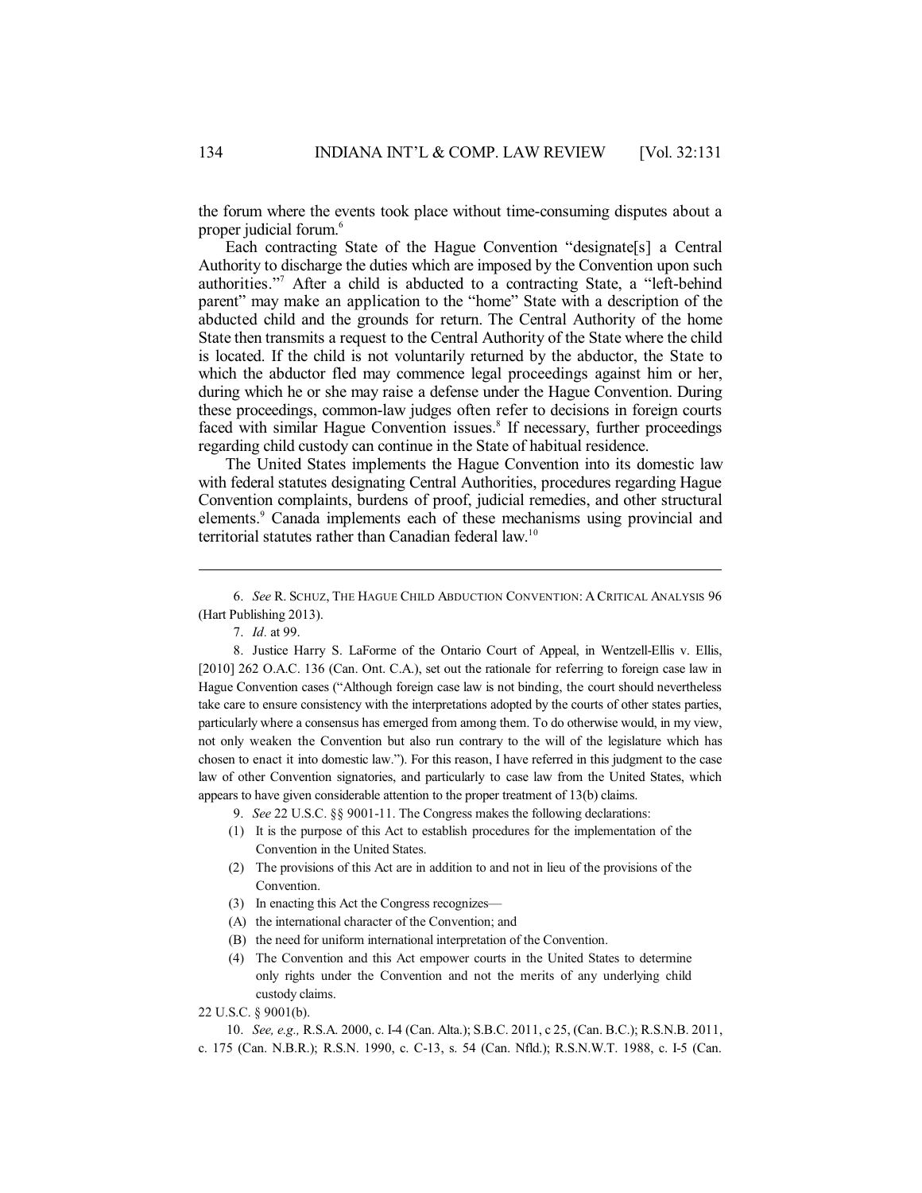the forum where the events took place without time-consuming disputes about a proper judicial forum.[6]

Each contracting State of the Hague Convention "designate[s] a Central Authority to discharge the duties which are imposed by the Convention upon such authorities."[7] After a child is abducted to a contracting State, a "left-behind parent" may make an application to the "home" State with a description of the abducted child and the grounds for return. The Central Authority of the home State then transmits a request to the Central Authority of the State where the child is located. If the child is not voluntarily returned by the abductor, the State to which the abductor fled may commence legal proceedings against him or her, during which he or she may raise a defense under the Hague Convention. During these proceedings, common-law judges often refer to decisions in foreign courts faced with similar Hague Convention issues.[8] If necessary, further proceedings regarding child custody can continue in the State of habitual residence.

The United States implements the Hague Convention into its domestic law with federal statutes designating Central Authorities, procedures regarding Hague Convention complaints, burdens of proof, judicial remedies, and other structural elements.[9] Canada implements each of these mechanisms using provincial and territorial statutes rather than Canadian federal law.[10]

---

6. *See* R. SCHUZ, THE HAGUE CHILD ABDUCTION CONVENTION: A CRITICAL ANALYSIS 96 (Hart Publishing 2013).

7. *Id.* at 99.

8. Justice Harry S. LaForme of the Ontario Court of Appeal, in Wentzell-Ellis v. Ellis, [2010] 262 O.A.C. 136 (Can. Ont. C.A.), set out the rationale for referring to foreign case law in Hague Convention cases ("Although foreign case law is not binding, the court should nevertheless take care to ensure consistency with the interpretations adopted by the courts of other states parties, particularly where a consensus has emerged from among them. To do otherwise would, in my view, not only weaken the Convention but also run contrary to the will of the legislature which has chosen to enact it into domestic law."). For this reason, I have referred in this judgment to the case law of other Convention signatories, and particularly to case law from the United States, which appears to have given considerable attention to the proper treatment of 13(b) claims.

9. *See* 22 U.S.C. §§ 9001-11. The Congress makes the following declarations:

(1) It is the purpose of this Act to establish procedures for the implementation of the Convention in the United States.

(2) The provisions of this Act are in addition to and not in lieu of the provisions of the Convention.

(3) In enacting this Act the Congress recognizes—

(A) the international character of the Convention; and

(B) the need for uniform international interpretation of the Convention.

(4) The Convention and this Act empower courts in the United States to determine only rights under the Convention and not the merits of any underlying child custody claims.

22 U.S.C. § 9001(b).

10. *See, e.g.,* R.S.A. 2000, c. I-4 (Can. Alta.); S.B.C. 2011, c 25, (Can. B.C.); R.S.N.B. 2011, c. 175 (Can. N.B.R.); R.S.N. 1990, c. C-13, s. 54 (Can. Nfld.); R.S.N.W.T. 1988, c. I-5 (Can.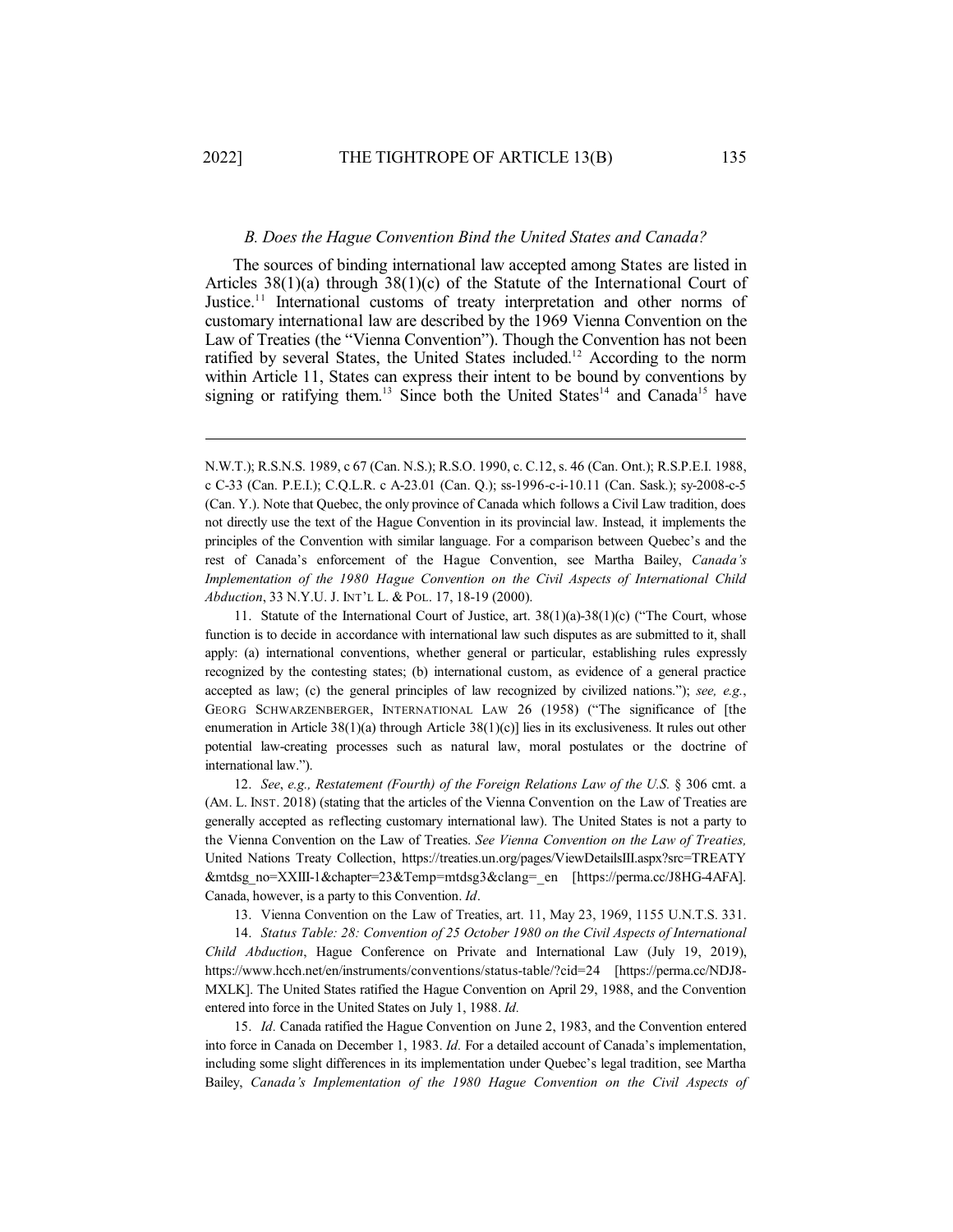### *B. Does the Hague Convention Bind the United States and Canada?*

The sources of binding international law accepted among States are listed in Articles 38(1)(a) through 38(1)(c) of the Statute of the International Court of Justice.[11] International customs of treaty interpretation and other norms of customary international law are described by the 1969 Vienna Convention on the Law of Treaties (the "Vienna Convention"). Though the Convention has not been ratified by several States, the United States included.[12] According to the norm within Article 11, States can express their intent to be bound by conventions by signing or ratifying them.[13] Since both the United States[14] and Canada[15] have

---

N.W.T.); R.S.N.S. 1989, c 67 (Can. N.S.); R.S.O. 1990, c. C.12, s. 46 (Can. Ont.); R.S.P.E.I. 1988, c C-33 (Can. P.E.I.); C.Q.L.R. c A-23.01 (Can. Q.); ss-1996-c-i-10.11 (Can. Sask.); sy-2008-c-5 (Can. Y.). Note that Quebec, the only province of Canada which follows a Civil Law tradition, does not directly use the text of the Hague Convention in its provincial law. Instead, it implements the principles of the Convention with similar language. For a comparison between Quebec's and the rest of Canada's enforcement of the Hague Convention, see Martha Bailey, *Canada's Implementation of the 1980 Hague Convention on the Civil Aspects of International Child Abduction*, 33 N.Y.U. J. INT'L L. & POL. 17, 18-19 (2000).

11. Statute of the International Court of Justice, art. 38(1)(a)-38(1)(c) ("The Court, whose function is to decide in accordance with international law such disputes as are submitted to it, shall apply: (a) international conventions, whether general or particular, establishing rules expressly recognized by the contesting states; (b) international custom, as evidence of a general practice accepted as law; (c) the general principles of law recognized by civilized nations."); *see, e.g.*, GEORG SCHWARZENBERGER, INTERNATIONAL LAW 26 (1958) ("The significance of [the enumeration in Article 38(1)(a) through Article 38(1)(c)] lies in its exclusiveness. It rules out other potential law-creating processes such as natural law, moral postulates or the doctrine of international law.").

12. *See*, *e.g., Restatement (Fourth) of the Foreign Relations Law of the U.S.* § 306 cmt. a (AM. L. INST. 2018) (stating that the articles of the Vienna Convention on the Law of Treaties are generally accepted as reflecting customary international law). The United States is not a party to the Vienna Convention on the Law of Treaties. *See Vienna Convention on the Law of Treaties,* United Nations Treaty Collection, https://treaties.un.org/pages/ViewDetailsIII.aspx?src=TREATY&mtdsg_no=XXIII-1&chapter=23&Temp=mtdsg3&clang=_en [https://perma.cc/J8HG-4AFA]. Canada, however, is a party to this Convention. *Id*.

13. Vienna Convention on the Law of Treaties, art. 11, May 23, 1969, 1155 U.N.T.S. 331.

14. *Status Table: 28: Convention of 25 October 1980 on the Civil Aspects of International Child Abduction*, Hague Conference on Private and International Law (July 19, 2019), https://www.hcch.net/en/instruments/conventions/status-table/?cid=24 [https://perma.cc/NDJ8-MXLK]. The United States ratified the Hague Convention on April 29, 1988, and the Convention entered into force in the United States on July 1, 1988. *Id.*

15. *Id.* Canada ratified the Hague Convention on June 2, 1983, and the Convention entered into force in Canada on December 1, 1983. *Id.* For a detailed account of Canada's implementation, including some slight differences in its implementation under Quebec's legal tradition, see Martha Bailey, *Canada's Implementation of the 1980 Hague Convention on the Civil Aspects of*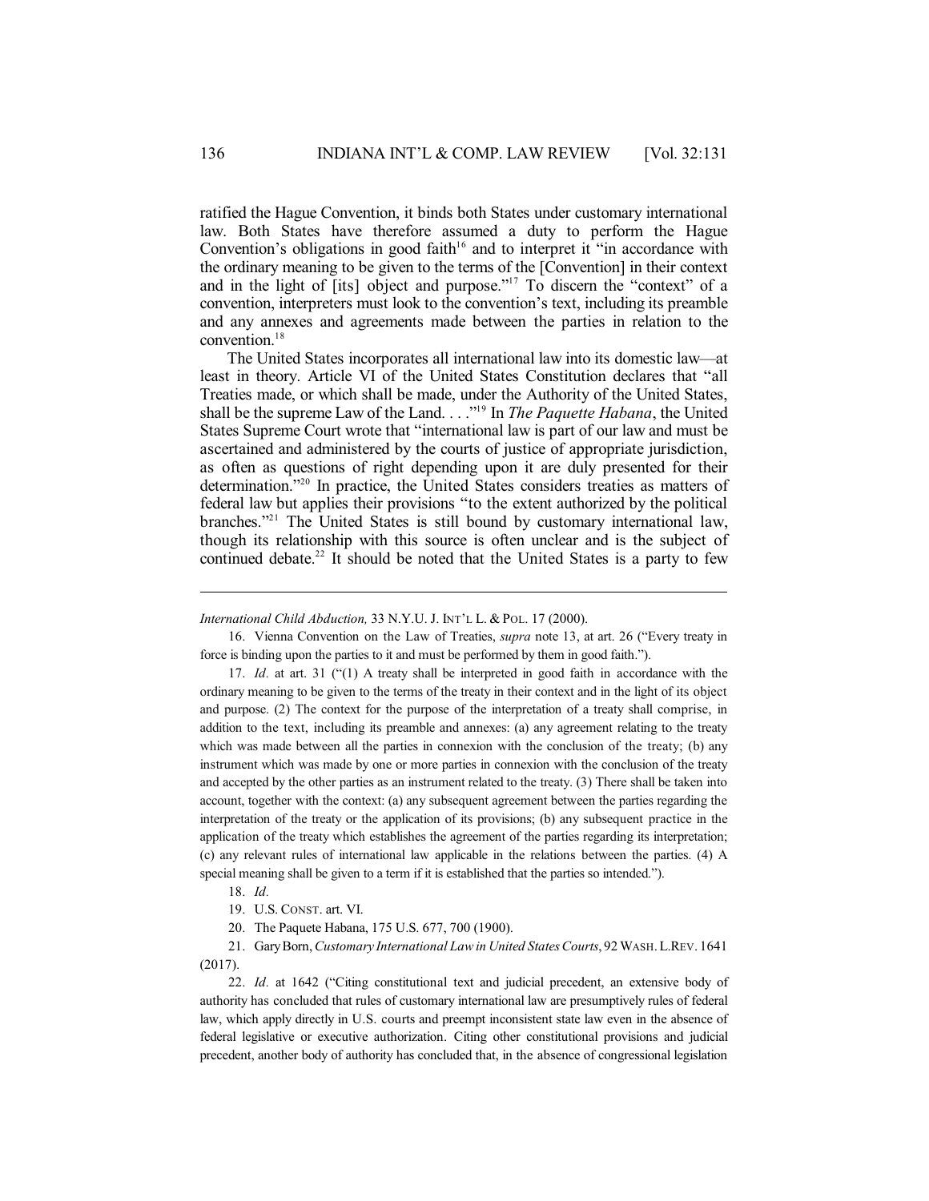ratified the Hague Convention, it binds both States under customary international law. Both States have therefore assumed a duty to perform the Hague Convention's obligations in good faith[16] and to interpret it "in accordance with the ordinary meaning to be given to the terms of the [Convention] in their context and in the light of [its] object and purpose."[17] To discern the "context" of a convention, interpreters must look to the convention's text, including its preamble and any annexes and agreements made between the parties in relation to the convention.[18]

The United States incorporates all international law into its domestic law—at least in theory. Article VI of the United States Constitution declares that "all Treaties made, or which shall be made, under the Authority of the United States, shall be the supreme Law of the Land. . . ."[19] In *The Paquette Habana*, the United States Supreme Court wrote that "international law is part of our law and must be ascertained and administered by the courts of justice of appropriate jurisdiction, as often as questions of right depending upon it are duly presented for their determination."[20] In practice, the United States considers treaties as matters of federal law but applies their provisions "to the extent authorized by the political branches."[21] The United States is still bound by customary international law, though its relationship with this source is often unclear and is the subject of continued debate.[22] It should be noted that the United States is a party to few

---

*International Child Abduction,* 33 N.Y.U. J. INT'L L. & POL. 17 (2000).

16. Vienna Convention on the Law of Treaties, *supra* note 13, at art. 26 ("Every treaty in force is binding upon the parties to it and must be performed by them in good faith.").

17. *Id.* at art. 31 ("(1) A treaty shall be interpreted in good faith in accordance with the ordinary meaning to be given to the terms of the treaty in their context and in the light of its object and purpose. (2) The context for the purpose of the interpretation of a treaty shall comprise, in addition to the text, including its preamble and annexes: (a) any agreement relating to the treaty which was made between all the parties in connexion with the conclusion of the treaty; (b) any instrument which was made by one or more parties in connexion with the conclusion of the treaty and accepted by the other parties as an instrument related to the treaty. (3) There shall be taken into account, together with the context: (a) any subsequent agreement between the parties regarding the interpretation of the treaty or the application of its provisions; (b) any subsequent practice in the application of the treaty which establishes the agreement of the parties regarding its interpretation; (c) any relevant rules of international law applicable in the relations between the parties. (4) A special meaning shall be given to a term if it is established that the parties so intended.").

18. *Id.*

19. U.S. CONST. art. VI.

20. The Paquete Habana, 175 U.S. 677, 700 (1900).

21. Gary Born, *Customary International Law in United States Courts*, 92 WASH. L.REV. 1641 (2017).

22. *Id.* at 1642 ("Citing constitutional text and judicial precedent, an extensive body of authority has concluded that rules of customary international law are presumptively rules of federal law, which apply directly in U.S. courts and preempt inconsistent state law even in the absence of federal legislative or executive authorization. Citing other constitutional provisions and judicial precedent, another body of authority has concluded that, in the absence of congressional legislation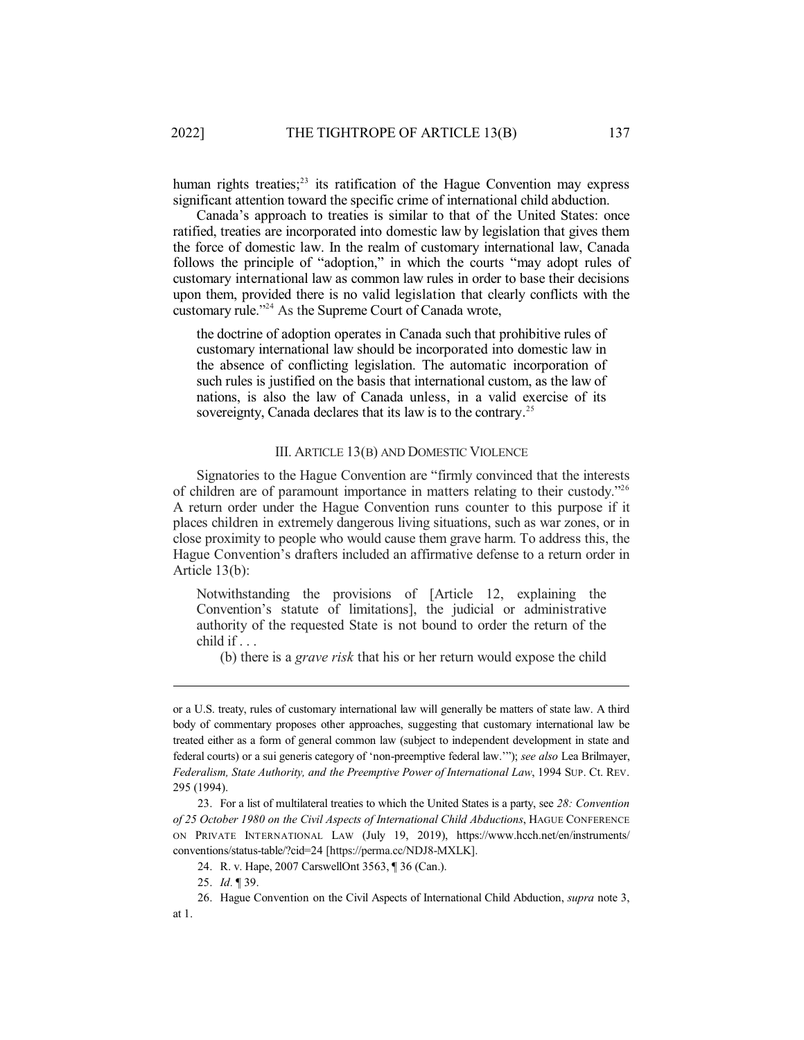human rights treaties;[23] its ratification of the Hague Convention may express significant attention toward the specific crime of international child abduction.

Canada's approach to treaties is similar to that of the United States: once ratified, treaties are incorporated into domestic law by legislation that gives them the force of domestic law. In the realm of customary international law, Canada follows the principle of "adoption," in which the courts "may adopt rules of customary international law as common law rules in order to base their decisions upon them, provided there is no valid legislation that clearly conflicts with the customary rule."[24] As the Supreme Court of Canada wrote,

> the doctrine of adoption operates in Canada such that prohibitive rules of customary international law should be incorporated into domestic law in the absence of conflicting legislation. The automatic incorporation of such rules is justified on the basis that international custom, as the law of nations, is also the law of Canada unless, in a valid exercise of its sovereignty, Canada declares that its law is to the contrary.[25]

## III. Article 13(b) and Domestic Violence

Signatories to the Hague Convention are "firmly convinced that the interests of children are of paramount importance in matters relating to their custody."[26] A return order under the Hague Convention runs counter to this purpose if it places children in extremely dangerous living situations, such as war zones, or in close proximity to people who would cause them grave harm. To address this, the Hague Convention's drafters included an affirmative defense to a return order in Article 13(b):

> Notwithstanding the provisions of [Article 12, explaining the Convention's statute of limitations], the judicial or administrative authority of the requested State is not bound to order the return of the child if . . .
>
> (b) there is a *grave risk* that his or her return would expose the child

---

or a U.S. treaty, rules of customary international law will generally be matters of state law. A third body of commentary proposes other approaches, suggesting that customary international law be treated either as a form of general common law (subject to independent development in state and federal courts) or a sui generis category of 'non-preemptive federal law.'"); *see also* Lea Brilmayer, *Federalism, State Authority, and the Preemptive Power of International Law*, 1994 Sup. Ct. Rev. 295 (1994).

23. For a list of multilateral treaties to which the United States is a party, see *28: Convention of 25 October 1980 on the Civil Aspects of International Child Abductions*, Hague Conference on Private International Law (July 19, 2019), https://www.hcch.net/en/instruments/conventions/status-table/?cid=24 [https://perma.cc/NDJ8-MXLK].

24. R. v. Hape, 2007 CarswellOnt 3563, ¶ 36 (Can.).

25. *Id.* ¶ 39.

26. Hague Convention on the Civil Aspects of International Child Abduction, *supra* note 3, at 1.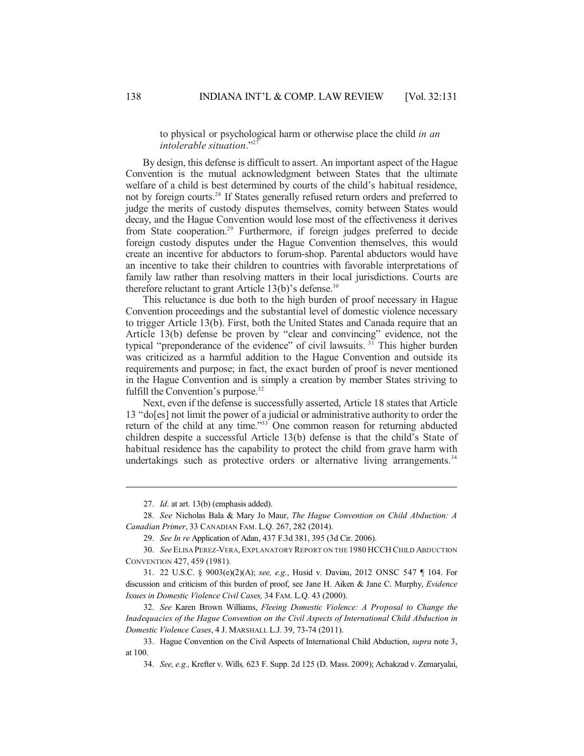to physical or psychological harm or otherwise place the child *in an intolerable situation*."[27]

By design, this defense is difficult to assert. An important aspect of the Hague Convention is the mutual acknowledgment between States that the ultimate welfare of a child is best determined by courts of the child's habitual residence, not by foreign courts.[28] If States generally refused return orders and preferred to judge the merits of custody disputes themselves, comity between States would decay, and the Hague Convention would lose most of the effectiveness it derives from State cooperation.[29] Furthermore, if foreign judges preferred to decide foreign custody disputes under the Hague Convention themselves, this would create an incentive for abductors to forum-shop. Parental abductors would have an incentive to take their children to countries with favorable interpretations of family law rather than resolving matters in their local jurisdictions. Courts are therefore reluctant to grant Article 13(b)'s defense.[30]

This reluctance is due both to the high burden of proof necessary in Hague Convention proceedings and the substantial level of domestic violence necessary to trigger Article 13(b). First, both the United States and Canada require that an Article 13(b) defense be proven by "clear and convincing" evidence, not the typical "preponderance of the evidence" of civil lawsuits.[31] This higher burden was criticized as a harmful addition to the Hague Convention and outside its requirements and purpose; in fact, the exact burden of proof is never mentioned in the Hague Convention and is simply a creation by member States striving to fulfill the Convention's purpose.[32]

Next, even if the defense is successfully asserted, Article 18 states that Article 13 "do[es] not limit the power of a judicial or administrative authority to order the return of the child at any time."[33] One common reason for returning abducted children despite a successful Article 13(b) defense is that the child's State of habitual residence has the capability to protect the child from grave harm with undertakings such as protective orders or alternative living arrangements.[34]

---

27. *Id.* at art. 13(b) (emphasis added).

28. *See* Nicholas Bala & Mary Jo Maur, *The Hague Convention on Child Abduction: A Canadian Primer*, 33 CANADIAN FAM. L.Q. 267, 282 (2014).

29. *See In re* Application of Adan, 437 F.3d 381, 395 (3d Cir. 2006).

30. *See* ELISA PEREZ-VERA, EXPLANATORY REPORT ON THE 1980 HCCH CHILD ABDUCTION CONVENTION 427, 459 (1981).

31. 22 U.S.C. § 9003(e)(2)(A); *see, e.g.*, Husid v. Daviau, 2012 ONSC 547 ¶ 104. For discussion and criticism of this burden of proof, see Jane H. Aiken & Jane C. Murphy, *Evidence Issues in Domestic Violence Civil Cases,* 34 FAM. L.Q. 43 (2000).

32. *See* Karen Brown Williams, *Fleeing Domestic Violence: A Proposal to Change the Inadequacies of the Hague Convention on the Civil Aspects of International Child Abduction in Domestic Violence Cases*, 4 J. MARSHALL L.J. 39, 73-74 (2011).

33. Hague Convention on the Civil Aspects of International Child Abduction, *supra* note 3, at 100.

34. *See, e.g.,* Krefter v. Wills*,* 623 F. Supp. 2d 125 (D. Mass. 2009); Achakzad v. Zemaryalai,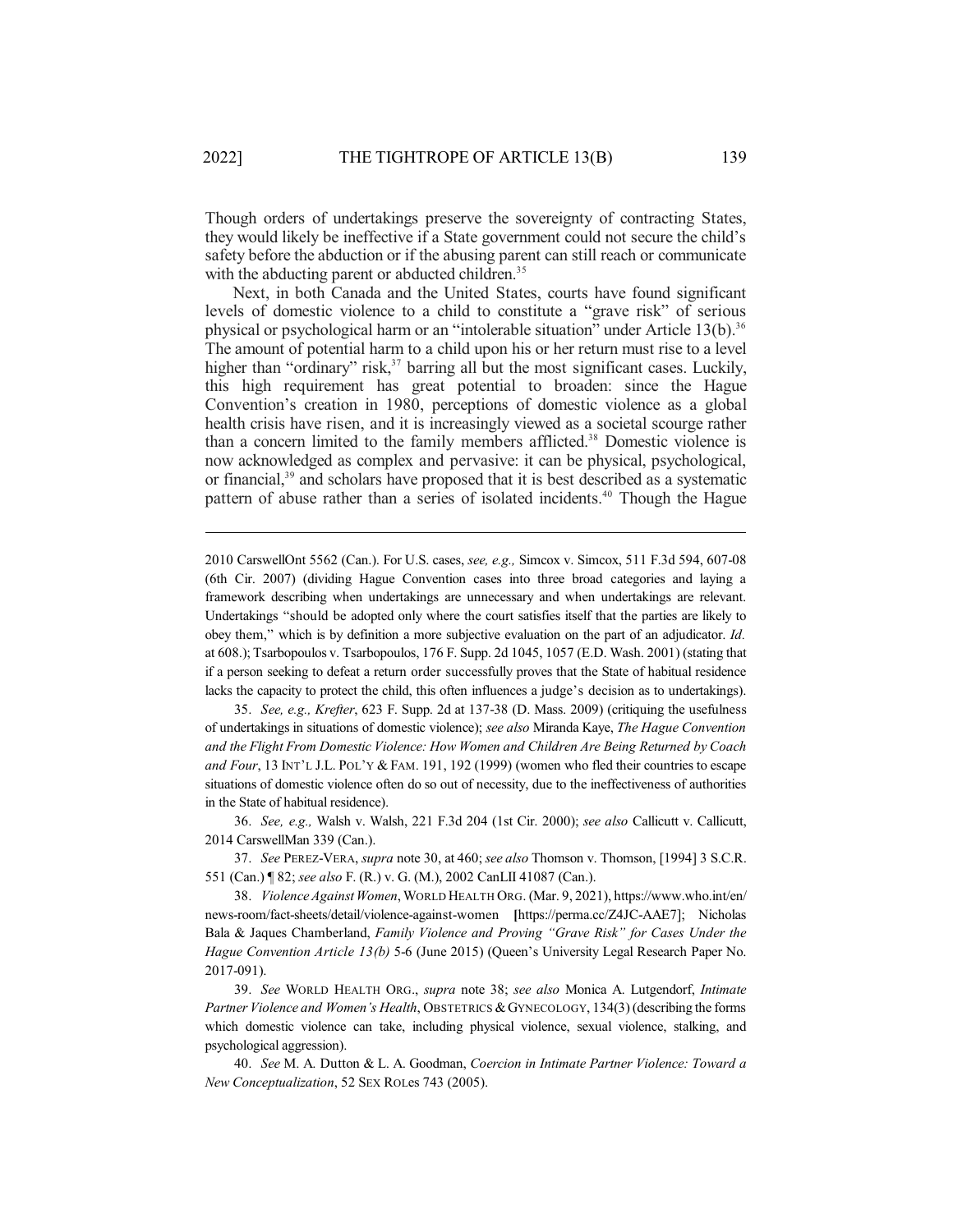Though orders of undertakings preserve the sovereignty of contracting States, they would likely be ineffective if a State government could not secure the child's safety before the abduction or if the abusing parent can still reach or communicate with the abducting parent or abducted children.[35]

Next, in both Canada and the United States, courts have found significant levels of domestic violence to a child to constitute a "grave risk" of serious physical or psychological harm or an "intolerable situation" under Article 13(b).[36] The amount of potential harm to a child upon his or her return must rise to a level higher than "ordinary" risk,[37] barring all but the most significant cases. Luckily, this high requirement has great potential to broaden: since the Hague Convention's creation in 1980, perceptions of domestic violence as a global health crisis have risen, and it is increasingly viewed as a societal scourge rather than a concern limited to the family members afflicted.[38] Domestic violence is now acknowledged as complex and pervasive: it can be physical, psychological, or financial,[39] and scholars have proposed that it is best described as a systematic pattern of abuse rather than a series of isolated incidents.[40] Though the Hague

---

2010 CarswellOnt 5562 (Can.). For U.S. cases, *see, e.g.,* Simcox v. Simcox, 511 F.3d 594, 607-08 (6th Cir. 2007) (dividing Hague Convention cases into three broad categories and laying a framework describing when undertakings are unnecessary and when undertakings are relevant. Undertakings "should be adopted only where the court satisfies itself that the parties are likely to obey them," which is by definition a more subjective evaluation on the part of an adjudicator. *Id.* at 608.); Tsarbopoulos v. Tsarbopoulos, 176 F. Supp. 2d 1045, 1057 (E.D. Wash. 2001) (stating that if a person seeking to defeat a return order successfully proves that the State of habitual residence lacks the capacity to protect the child, this often influences a judge's decision as to undertakings).

35. *See, e.g., Krefter*, 623 F. Supp. 2d at 137-38 (D. Mass. 2009) (critiquing the usefulness of undertakings in situations of domestic violence); *see also* Miranda Kaye, *The Hague Convention and the Flight From Domestic Violence: How Women and Children Are Being Returned by Coach and Four*, 13 INT'L J.L. POL'Y & FAM. 191, 192 (1999) (women who fled their countries to escape situations of domestic violence often do so out of necessity, due to the ineffectiveness of authorities in the State of habitual residence).

36. *See, e.g.,* Walsh v. Walsh, 221 F.3d 204 (1st Cir. 2000); *see also* Callicutt v. Callicutt, 2014 CarswellMan 339 (Can.).

37. *See* PEREZ-VERA, *supra* note 30, at 460; *see also* Thomson v. Thomson, [1994] 3 S.C.R. 551 (Can.) ¶ 82; *see also* F. (R.) v. G. (M.), 2002 CanLII 41087 (Can.).

38. *Violence Against Women*, WORLD HEALTH ORG. (Mar. 9, 2021), https://www.who.int/en/news-room/fact-sheets/detail/violence-against-women [https://perma.cc/Z4JC-AAE7]; Nicholas Bala & Jaques Chamberland, *Family Violence and Proving "Grave Risk" for Cases Under the Hague Convention Article 13(b)* 5-6 (June 2015) (Queen's University Legal Research Paper No. 2017-091).

39. *See* WORLD HEALTH ORG., *supra* note 38; *see also* Monica A. Lutgendorf, *Intimate Partner Violence and Women's Health*, OBSTETRICS & GYNECOLOGY, 134(3) (describing the forms which domestic violence can take, including physical violence, sexual violence, stalking, and psychological aggression).

40. *See* M. A. Dutton & L. A. Goodman, *Coercion in Intimate Partner Violence: Toward a New Conceptualization*, 52 SEX ROLES 743 (2005).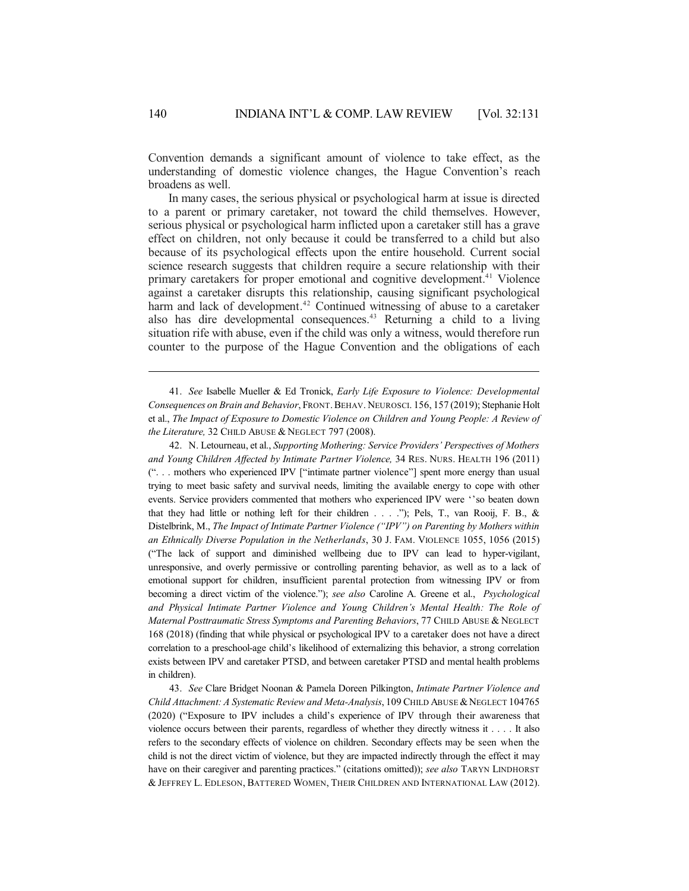Convention demands a significant amount of violence to take effect, as the understanding of domestic violence changes, the Hague Convention's reach broadens as well.

In many cases, the serious physical or psychological harm at issue is directed to a parent or primary caretaker, not toward the child themselves. However, serious physical or psychological harm inflicted upon a caretaker still has a grave effect on children, not only because it could be transferred to a child but also because of its psychological effects upon the entire household. Current social science research suggests that children require a secure relationship with their primary caretakers for proper emotional and cognitive development.[41] Violence against a caretaker disrupts this relationship, causing significant psychological harm and lack of development.[42] Continued witnessing of abuse to a caretaker also has dire developmental consequences.[43] Returning a child to a living situation rife with abuse, even if the child was only a witness, would therefore run counter to the purpose of the Hague Convention and the obligations of each

---

41. *See* Isabelle Mueller & Ed Tronick, *Early Life Exposure to Violence: Developmental Consequences on Brain and Behavior*, FRONT. BEHAV. NEUROSCI. 156, 157 (2019); Stephanie Holt et al., *The Impact of Exposure to Domestic Violence on Children and Young People: A Review of the Literature,* 32 CHILD ABUSE & NEGLECT 797 (2008).

42. N. Letourneau, et al., *Supporting Mothering: Service Providers' Perspectives of Mothers and Young Children Affected by Intimate Partner Violence,* 34 RES. NURS. HEALTH 196 (2011) (". . . mothers who experienced IPV ["intimate partner violence"] spent more energy than usual trying to meet basic safety and survival needs, limiting the available energy to cope with other events. Service providers commented that mothers who experienced IPV were ''so beaten down that they had little or nothing left for their children . . . ."); Pels, T., van Rooij, F. B., & Distelbrink, M., *The Impact of Intimate Partner Violence ("IPV") on Parenting by Mothers within an Ethnically Diverse Population in the Netherlands*, 30 J. FAM. VIOLENCE 1055, 1056 (2015) ("The lack of support and diminished wellbeing due to IPV can lead to hyper-vigilant, unresponsive, and overly permissive or controlling parenting behavior, as well as to a lack of emotional support for children, insufficient parental protection from witnessing IPV or from becoming a direct victim of the violence."); *see also* Caroline A. Greene et al., *Psychological and Physical Intimate Partner Violence and Young Children's Mental Health: The Role of Maternal Posttraumatic Stress Symptoms and Parenting Behaviors*, 77 CHILD ABUSE & NEGLECT 168 (2018) (finding that while physical or psychological IPV to a caretaker does not have a direct correlation to a preschool-age child's likelihood of externalizing this behavior, a strong correlation exists between IPV and caretaker PTSD, and between caretaker PTSD and mental health problems in children).

43. *See* Clare Bridget Noonan & Pamela Doreen Pilkington, *Intimate Partner Violence and Child Attachment: A Systematic Review and Meta-Analysis*, 109 CHILD ABUSE & NEGLECT 104765 (2020) ("Exposure to IPV includes a child's experience of IPV through their awareness that violence occurs between their parents, regardless of whether they directly witness it . . . . It also refers to the secondary effects of violence on children. Secondary effects may be seen when the child is not the direct victim of violence, but they are impacted indirectly through the effect it may have on their caregiver and parenting practices." (citations omitted)); *see also* TARYN LINDHORST & JEFFREY L. EDLESON, BATTERED WOMEN, THEIR CHILDREN AND INTERNATIONAL LAW (2012).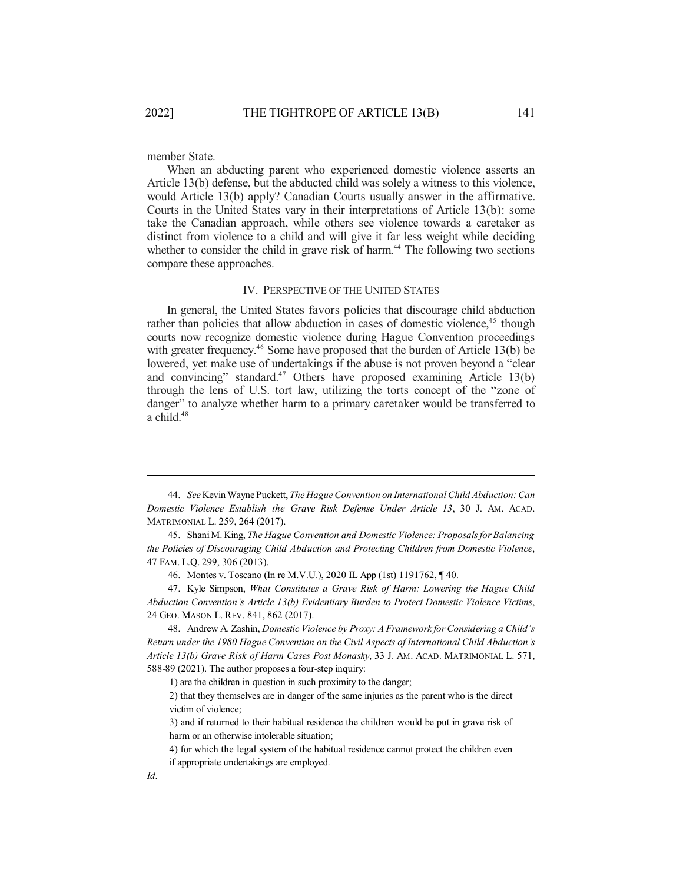member State.

When an abducting parent who experienced domestic violence asserts an Article 13(b) defense, but the abducted child was solely a witness to this violence, would Article 13(b) apply? Canadian Courts usually answer in the affirmative. Courts in the United States vary in their interpretations of Article 13(b): some take the Canadian approach, while others see violence towards a caretaker as distinct from violence to a child and will give it far less weight while deciding whether to consider the child in grave risk of harm.[44] The following two sections compare these approaches.

## IV. PERSPECTIVE OF THE UNITED STATES

In general, the United States favors policies that discourage child abduction rather than policies that allow abduction in cases of domestic violence,[45] though courts now recognize domestic violence during Hague Convention proceedings with greater frequency.[46] Some have proposed that the burden of Article 13(b) be lowered, yet make use of undertakings if the abuse is not proven beyond a "clear and convincing" standard.[47] Others have proposed examining Article 13(b) through the lens of U.S. tort law, utilizing the torts concept of the "zone of danger" to analyze whether harm to a primary caretaker would be transferred to a child.[48]

---

44. *See* Kevin Wayne Puckett, *The Hague Convention on International Child Abduction: Can Domestic Violence Establish the Grave Risk Defense Under Article 13*, 30 J. AM. ACAD. MATRIMONIAL L. 259, 264 (2017).

45. Shani M. King, *The Hague Convention and Domestic Violence: Proposals for Balancing the Policies of Discouraging Child Abduction and Protecting Children from Domestic Violence*, 47 FAM. L.Q. 299, 306 (2013).

46. Montes v. Toscano (In re M.V.U.), 2020 IL App (1st) 1191762, ¶ 40.

47. Kyle Simpson, *What Constitutes a Grave Risk of Harm: Lowering the Hague Child Abduction Convention's Article 13(b) Evidentiary Burden to Protect Domestic Violence Victims*, 24 GEO. MASON L. REV. 841, 862 (2017).

48. Andrew A. Zashin, *Domestic Violence by Proxy: A Framework for Considering a Child's Return under the 1980 Hague Convention on the Civil Aspects of International Child Abduction's Article 13(b) Grave Risk of Harm Cases Post Monasky*, 33 J. AM. ACAD. MATRIMONIAL L. 571, 588-89 (2021). The author proposes a four-step inquiry:

> 1) are the children in question in such proximity to the danger;
>
> 2) that they themselves are in danger of the same injuries as the parent who is the direct victim of violence;
>
> 3) and if returned to their habitual residence the children would be put in grave risk of harm or an otherwise intolerable situation;
>
> 4) for which the legal system of the habitual residence cannot protect the children even if appropriate undertakings are employed.

*Id.*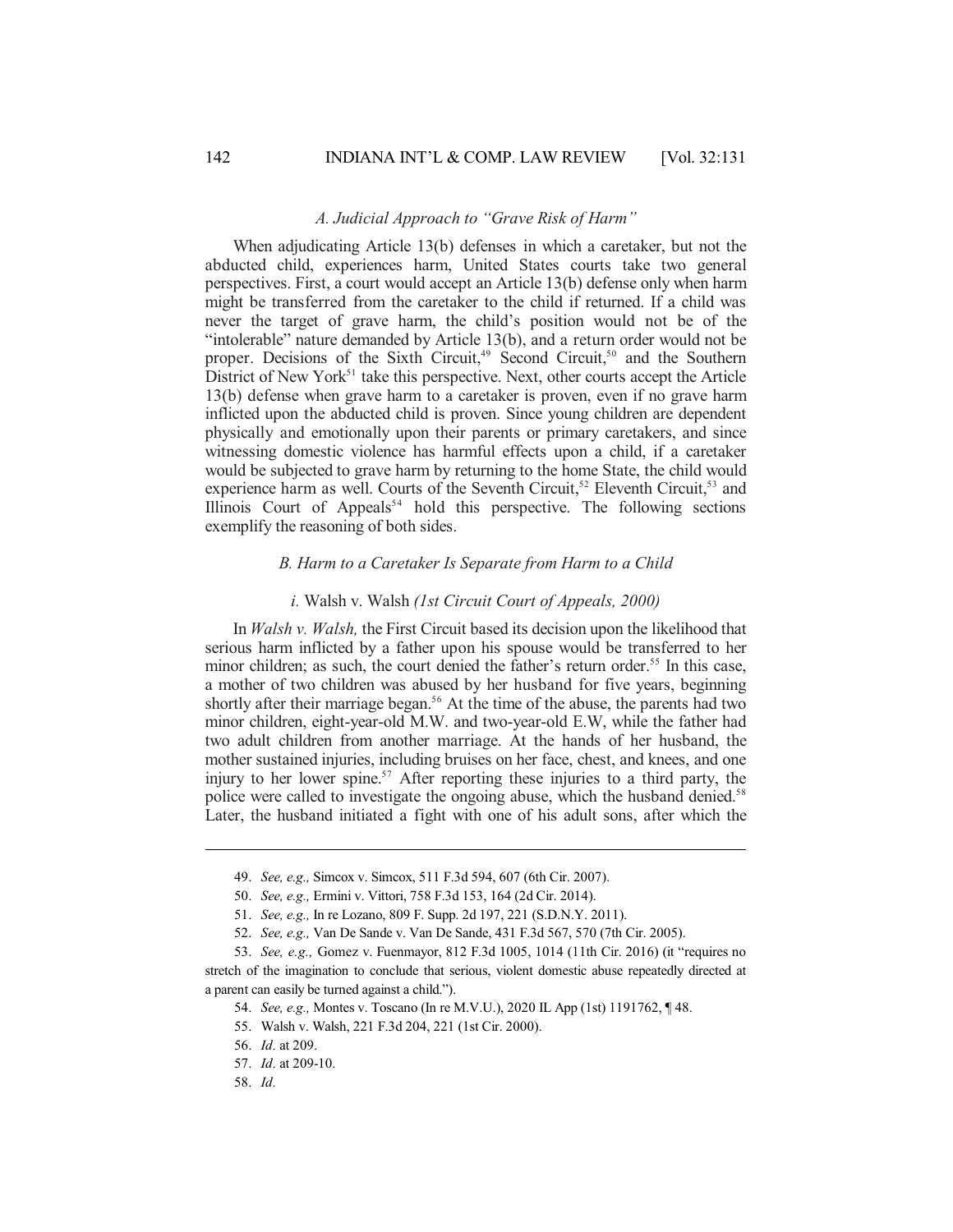### *A. Judicial Approach to "Grave Risk of Harm"*

When adjudicating Article 13(b) defenses in which a caretaker, but not the abducted child, experiences harm, United States courts take two general perspectives. First, a court would accept an Article 13(b) defense only when harm might be transferred from the caretaker to the child if returned. If a child was never the target of grave harm, the child's position would not be of the "intolerable" nature demanded by Article 13(b), and a return order would not be proper. Decisions of the Sixth Circuit,[49] Second Circuit,[50] and the Southern District of New York[51] take this perspective. Next, other courts accept the Article 13(b) defense when grave harm to a caretaker is proven, even if no grave harm inflicted upon the abducted child is proven. Since young children are dependent physically and emotionally upon their parents or primary caretakers, and since witnessing domestic violence has harmful effects upon a child, if a caretaker would be subjected to grave harm by returning to the home State, the child would experience harm as well. Courts of the Seventh Circuit,[52] Eleventh Circuit,[53] and Illinois Court of Appeals[54] hold this perspective. The following sections exemplify the reasoning of both sides.

### *B. Harm to a Caretaker Is Separate from Harm to a Child*

#### *i.* Walsh v. Walsh *(1st Circuit Court of Appeals, 2000)*

In *Walsh v. Walsh,* the First Circuit based its decision upon the likelihood that serious harm inflicted by a father upon his spouse would be transferred to her minor children; as such, the court denied the father's return order.[55] In this case, a mother of two children was abused by her husband for five years, beginning shortly after their marriage began.[56] At the time of the abuse, the parents had two minor children, eight-year-old M.W. and two-year-old E.W, while the father had two adult children from another marriage. At the hands of her husband, the mother sustained injuries, including bruises on her face, chest, and knees, and one injury to her lower spine.[57] After reporting these injuries to a third party, the police were called to investigate the ongoing abuse, which the husband denied.[58] Later, the husband initiated a fight with one of his adult sons, after which the

---

49. *See, e.g.,* Simcox v. Simcox, 511 F.3d 594, 607 (6th Cir. 2007).

50. *See, e.g.,* Ermini v. Vittori, 758 F.3d 153, 164 (2d Cir. 2014).

51. *See, e.g.,* In re Lozano, 809 F. Supp. 2d 197, 221 (S.D.N.Y. 2011).

52. *See, e.g.,* Van De Sande v. Van De Sande, 431 F.3d 567, 570 (7th Cir. 2005).

53. *See, e.g.,* Gomez v. Fuenmayor, 812 F.3d 1005, 1014 (11th Cir. 2016) (it "requires no stretch of the imagination to conclude that serious, violent domestic abuse repeatedly directed at a parent can easily be turned against a child.").

54. *See, e.g.,* Montes v. Toscano (In re M.V.U.), 2020 IL App (1st) 1191762, ¶ 48.

55. Walsh v. Walsh, 221 F.3d 204, 221 (1st Cir. 2000).

56. *Id.* at 209.

57. *Id.* at 209-10.

58. *Id.*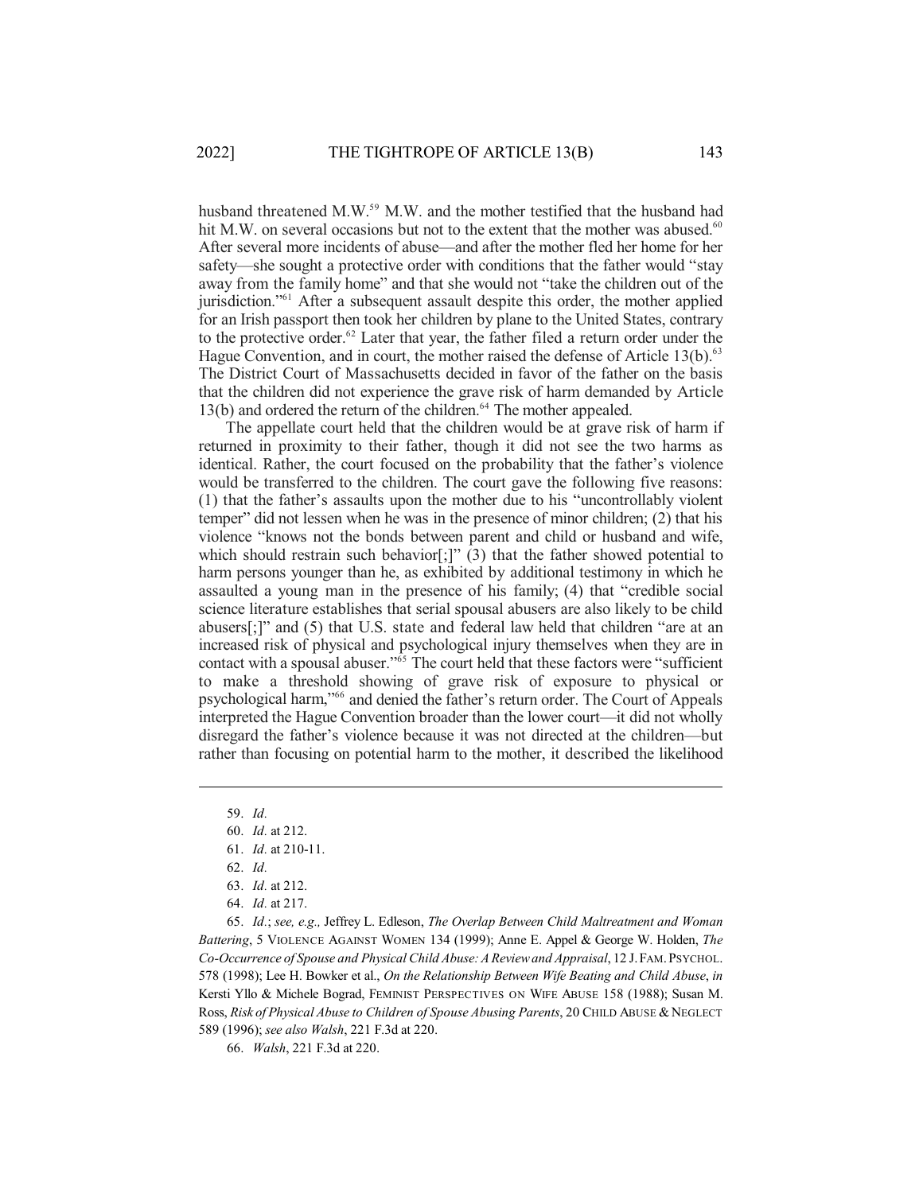husband threatened M.W.[59] M.W. and the mother testified that the husband had hit M.W. on several occasions but not to the extent that the mother was abused.[60] After several more incidents of abuse—and after the mother fled her home for her safety—she sought a protective order with conditions that the father would "stay away from the family home" and that she would not "take the children out of the jurisdiction."[61] After a subsequent assault despite this order, the mother applied for an Irish passport then took her children by plane to the United States, contrary to the protective order.[62] Later that year, the father filed a return order under the Hague Convention, and in court, the mother raised the defense of Article 13(b).[63] The District Court of Massachusetts decided in favor of the father on the basis that the children did not experience the grave risk of harm demanded by Article 13(b) and ordered the return of the children.[64] The mother appealed.

The appellate court held that the children would be at grave risk of harm if returned in proximity to their father, though it did not see the two harms as identical. Rather, the court focused on the probability that the father's violence would be transferred to the children. The court gave the following five reasons: (1) that the father's assaults upon the mother due to his "uncontrollably violent temper" did not lessen when he was in the presence of minor children; (2) that his violence "knows not the bonds between parent and child or husband and wife, which should restrain such behavior[;]" (3) that the father showed potential to harm persons younger than he, as exhibited by additional testimony in which he assaulted a young man in the presence of his family; (4) that "credible social science literature establishes that serial spousal abusers are also likely to be child abusers[;]" and (5) that U.S. state and federal law held that children "are at an increased risk of physical and psychological injury themselves when they are in contact with a spousal abuser."[65] The court held that these factors were "sufficient to make a threshold showing of grave risk of exposure to physical or psychological harm,"[66] and denied the father's return order. The Court of Appeals interpreted the Hague Convention broader than the lower court—it did not wholly disregard the father's violence because it was not directed at the children—but rather than focusing on potential harm to the mother, it described the likelihood

---

59. *Id.*

60. *Id.* at 212.

61. *Id.* at 210-11.

62. *Id.*

63. *Id.* at 212.

64. *Id.* at 217.

65. *Id.*; *see, e.g.,* Jeffrey L. Edleson, *The Overlap Between Child Maltreatment and Woman Battering*, 5 VIOLENCE AGAINST WOMEN 134 (1999); Anne E. Appel & George W. Holden, *The Co-Occurrence of Spouse and Physical Child Abuse: A Review and Appraisal*, 12 J. FAM. PSYCHOL. 578 (1998); Lee H. Bowker et al., *On the Relationship Between Wife Beating and Child Abuse*, *in* Kersti Yllo & Michele Bograd, FEMINIST PERSPECTIVES ON WIFE ABUSE 158 (1988); Susan M. Ross, *Risk of Physical Abuse to Children of Spouse Abusing Parents*, 20 CHILD ABUSE & NEGLECT 589 (1996); *see also Walsh*, 221 F.3d at 220.

66. *Walsh*, 221 F.3d at 220.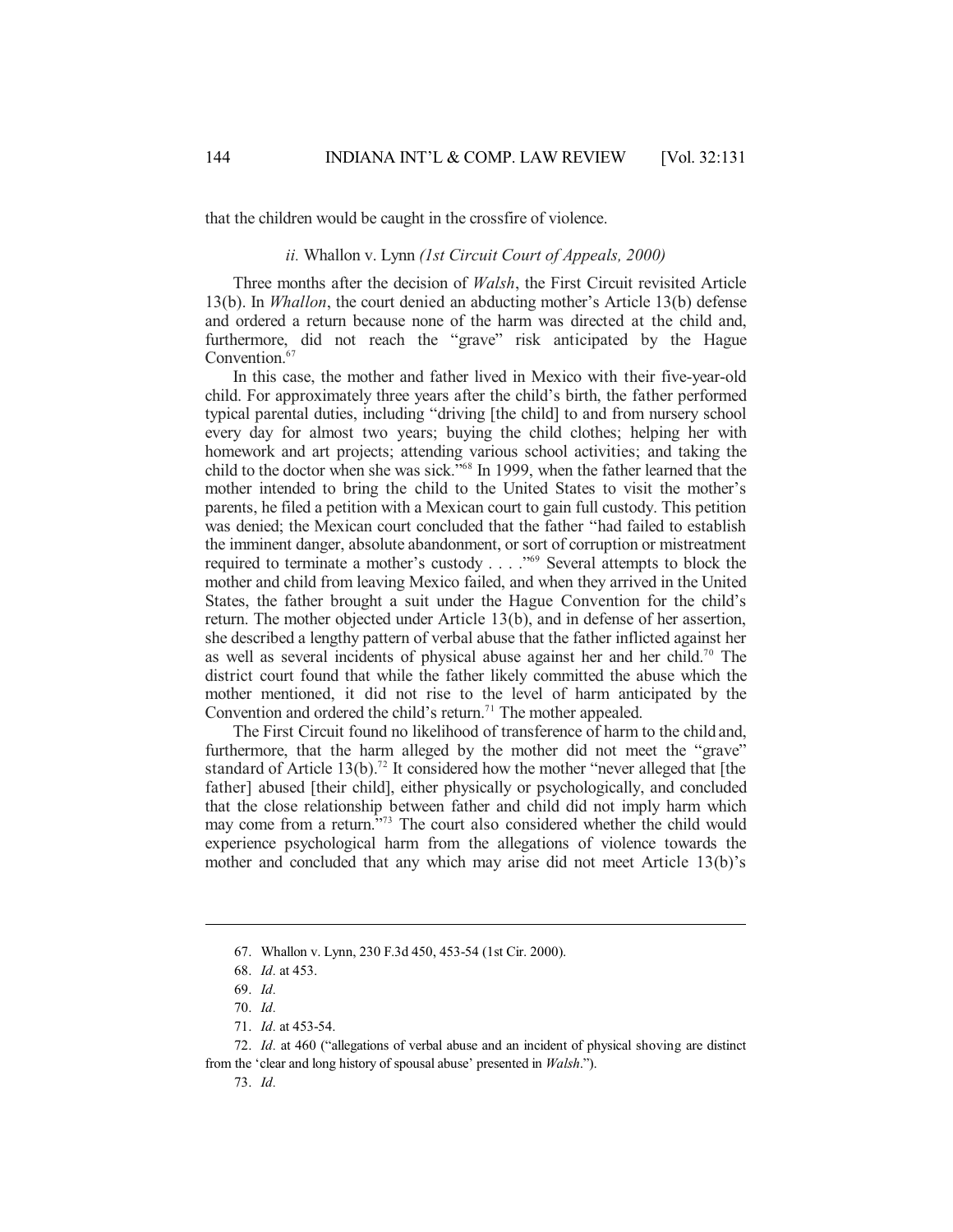that the children would be caught in the crossfire of violence.

### *ii.* Whallon v. Lynn *(1st Circuit Court of Appeals, 2000)*

Three months after the decision of *Walsh*, the First Circuit revisited Article 13(b). In *Whallon*, the court denied an abducting mother's Article 13(b) defense and ordered a return because none of the harm was directed at the child and, furthermore, did not reach the "grave" risk anticipated by the Hague Convention.[67]

In this case, the mother and father lived in Mexico with their five-year-old child. For approximately three years after the child's birth, the father performed typical parental duties, including "driving [the child] to and from nursery school every day for almost two years; buying the child clothes; helping her with homework and art projects; attending various school activities; and taking the child to the doctor when she was sick."[68] In 1999, when the father learned that the mother intended to bring the child to the United States to visit the mother's parents, he filed a petition with a Mexican court to gain full custody. This petition was denied; the Mexican court concluded that the father "had failed to establish the imminent danger, absolute abandonment, or sort of corruption or mistreatment required to terminate a mother's custody . . . ."[69] Several attempts to block the mother and child from leaving Mexico failed, and when they arrived in the United States, the father brought a suit under the Hague Convention for the child's return. The mother objected under Article 13(b), and in defense of her assertion, she described a lengthy pattern of verbal abuse that the father inflicted against her as well as several incidents of physical abuse against her and her child.[70] The district court found that while the father likely committed the abuse which the mother mentioned, it did not rise to the level of harm anticipated by the Convention and ordered the child's return.[71] The mother appealed.

The First Circuit found no likelihood of transference of harm to the child and, furthermore, that the harm alleged by the mother did not meet the "grave" standard of Article 13(b).[72] It considered how the mother "never alleged that [the father] abused [their child], either physically or psychologically, and concluded that the close relationship between father and child did not imply harm which may come from a return."[73] The court also considered whether the child would experience psychological harm from the allegations of violence towards the mother and concluded that any which may arise did not meet Article 13(b)'s

---

67. Whallon v. Lynn, 230 F.3d 450, 453-54 (1st Cir. 2000).

68. *Id.* at 453.

69. *Id.*

70. *Id.*

71. *Id.* at 453-54.

72. *Id.* at 460 ("allegations of verbal abuse and an incident of physical shoving are distinct from the 'clear and long history of spousal abuse' presented in *Walsh*.").

73. *Id.*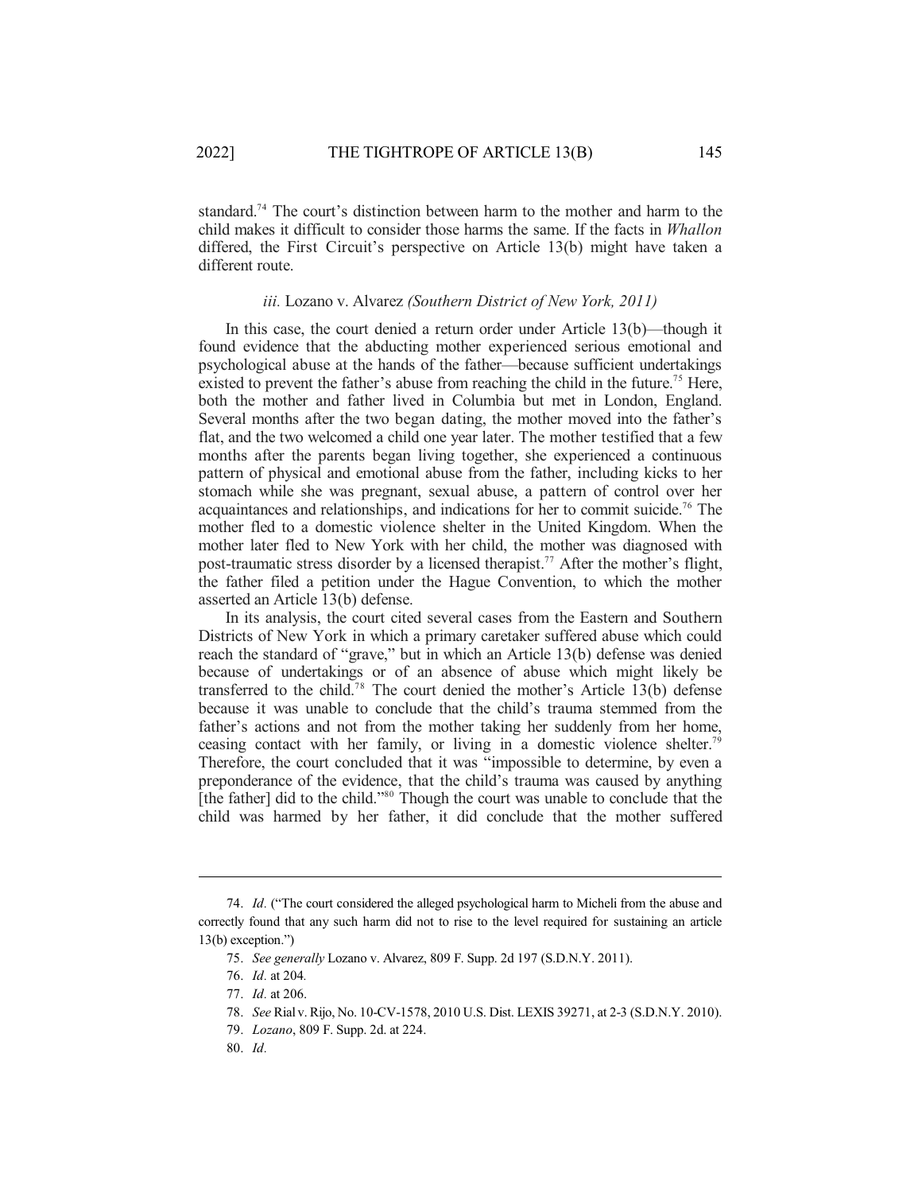standard.[74] The court's distinction between harm to the mother and harm to the child makes it difficult to consider those harms the same. If the facts in *Whallon* differed, the First Circuit's perspective on Article 13(b) might have taken a different route.

### *iii.* Lozano v. Alvarez *(Southern District of New York, 2011)*

In this case, the court denied a return order under Article 13(b)—though it found evidence that the abducting mother experienced serious emotional and psychological abuse at the hands of the father—because sufficient undertakings existed to prevent the father's abuse from reaching the child in the future.[75] Here, both the mother and father lived in Columbia but met in London, England. Several months after the two began dating, the mother moved into the father's flat, and the two welcomed a child one year later. The mother testified that a few months after the parents began living together, she experienced a continuous pattern of physical and emotional abuse from the father, including kicks to her stomach while she was pregnant, sexual abuse, a pattern of control over her acquaintances and relationships, and indications for her to commit suicide.[76] The mother fled to a domestic violence shelter in the United Kingdom. When the mother later fled to New York with her child, the mother was diagnosed with post-traumatic stress disorder by a licensed therapist.[77] After the mother's flight, the father filed a petition under the Hague Convention, to which the mother asserted an Article 13(b) defense.

In its analysis, the court cited several cases from the Eastern and Southern Districts of New York in which a primary caretaker suffered abuse which could reach the standard of "grave," but in which an Article 13(b) defense was denied because of undertakings or of an absence of abuse which might likely be transferred to the child.[78] The court denied the mother's Article 13(b) defense because it was unable to conclude that the child's trauma stemmed from the father's actions and not from the mother taking her suddenly from her home, ceasing contact with her family, or living in a domestic violence shelter.[79] Therefore, the court concluded that it was "impossible to determine, by even a preponderance of the evidence, that the child's trauma was caused by anything [the father] did to the child."[80] Though the court was unable to conclude that the child was harmed by her father, it did conclude that the mother suffered

---

74. *Id*. ("The court considered the alleged psychological harm to Micheli from the abuse and correctly found that any such harm did not to rise to the level required for sustaining an article 13(b) exception.")

75. *See generally* Lozano v. Alvarez, 809 F. Supp. 2d 197 (S.D.N.Y. 2011).

76. *Id*. at 204*.*

77. *Id*. at 206.

78. *See* Rial v. Rijo, No. 10-CV-1578, 2010 U.S. Dist. LEXIS 39271, at 2-3 (S.D.N.Y. 2010).

79. *Lozano*, 809 F. Supp. 2d. at 224.

80. *Id*.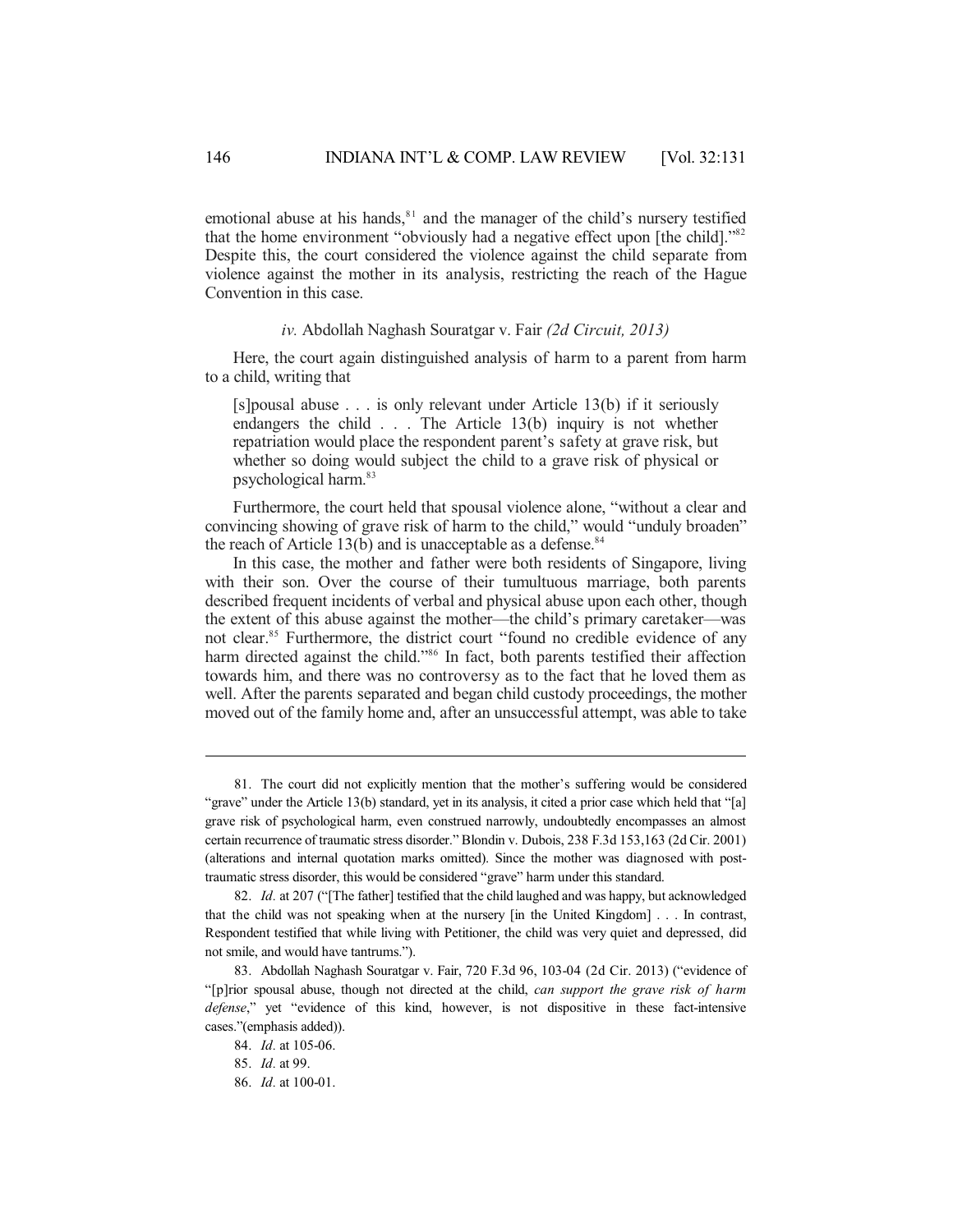emotional abuse at his hands,[81] and the manager of the child's nursery testified that the home environment "obviously had a negative effect upon [the child]."[82] Despite this, the court considered the violence against the child separate from violence against the mother in its analysis, restricting the reach of the Hague Convention in this case.

#### *iv.* Abdollah Naghash Souratgar v. Fair *(2d Circuit, 2013)*

Here, the court again distinguished analysis of harm to a parent from harm to a child, writing that

> [s]pousal abuse . . . is only relevant under Article 13(b) if it seriously endangers the child . . . The Article 13(b) inquiry is not whether repatriation would place the respondent parent's safety at grave risk, but whether so doing would subject the child to a grave risk of physical or psychological harm.[83]

Furthermore, the court held that spousal violence alone, "without a clear and convincing showing of grave risk of harm to the child," would "unduly broaden" the reach of Article 13(b) and is unacceptable as a defense.[84]

In this case, the mother and father were both residents of Singapore, living with their son. Over the course of their tumultuous marriage, both parents described frequent incidents of verbal and physical abuse upon each other, though the extent of this abuse against the mother—the child's primary caretaker—was not clear.[85] Furthermore, the district court "found no credible evidence of any harm directed against the child."[86] In fact, both parents testified their affection towards him, and there was no controversy as to the fact that he loved them as well. After the parents separated and began child custody proceedings, the mother moved out of the family home and, after an unsuccessful attempt, was able to take

---

81. The court did not explicitly mention that the mother's suffering would be considered "grave" under the Article 13(b) standard, yet in its analysis, it cited a prior case which held that "[a] grave risk of psychological harm, even construed narrowly, undoubtedly encompasses an almost certain recurrence of traumatic stress disorder." Blondin v. Dubois, 238 F.3d 153,163 (2d Cir. 2001) (alterations and internal quotation marks omitted). Since the mother was diagnosed with post-traumatic stress disorder, this would be considered "grave" harm under this standard.

82. *Id.* at 207 ("[The father] testified that the child laughed and was happy, but acknowledged that the child was not speaking when at the nursery [in the United Kingdom] . . . In contrast, Respondent testified that while living with Petitioner, the child was very quiet and depressed, did not smile, and would have tantrums.").

83. Abdollah Naghash Souratgar v. Fair, 720 F.3d 96, 103-04 (2d Cir. 2013) ("evidence of "[p]rior spousal abuse, though not directed at the child, *can support the grave risk of harm defense*," yet "evidence of this kind, however, is not dispositive in these fact-intensive cases."(emphasis added)).

84. *Id.* at 105-06.

85. *Id.* at 99.

86. *Id.* at 100-01.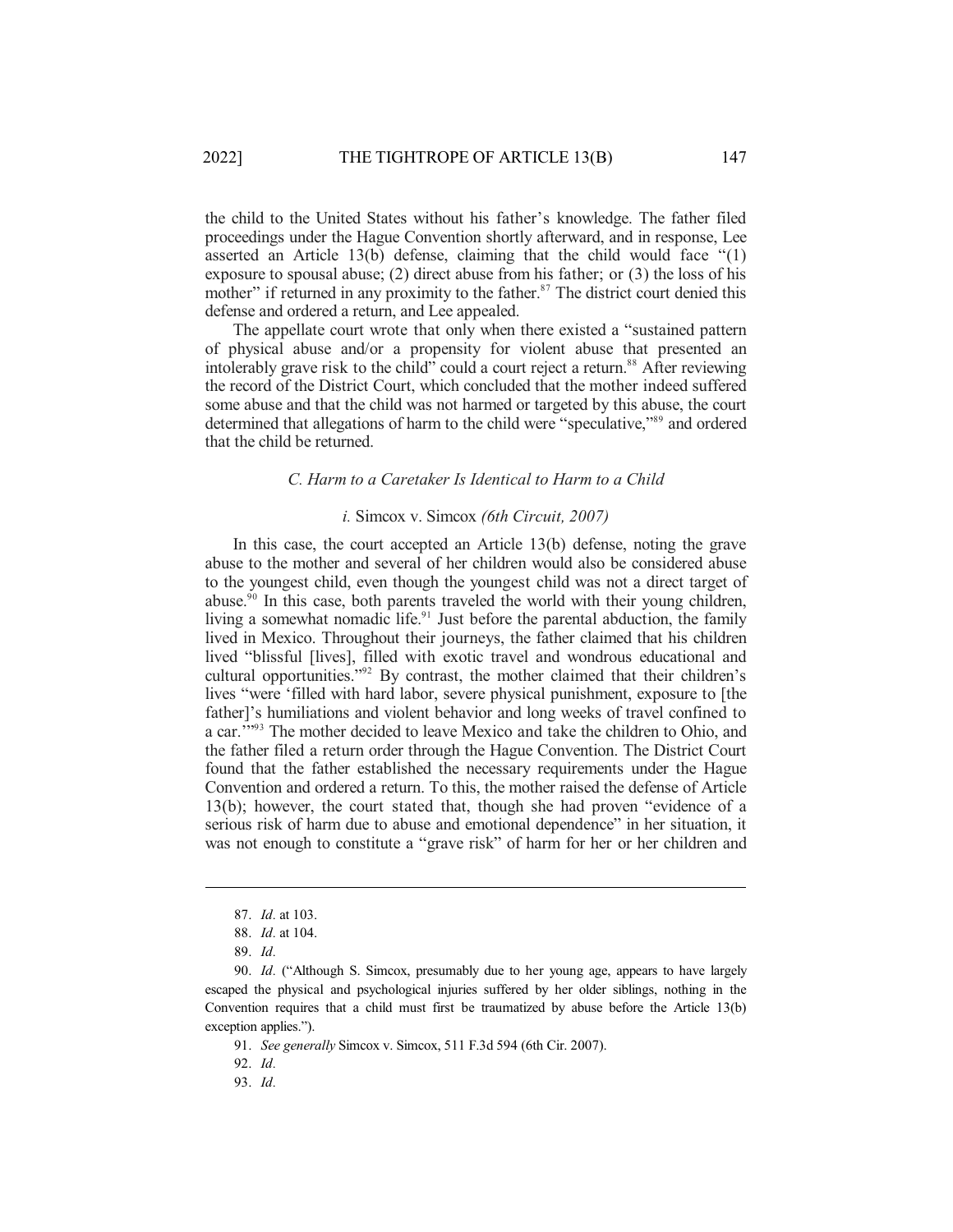the child to the United States without his father's knowledge. The father filed proceedings under the Hague Convention shortly afterward, and in response, Lee asserted an Article 13(b) defense, claiming that the child would face "(1) exposure to spousal abuse; (2) direct abuse from his father; or (3) the loss of his mother" if returned in any proximity to the father.[87] The district court denied this defense and ordered a return, and Lee appealed.

The appellate court wrote that only when there existed a "sustained pattern of physical abuse and/or a propensity for violent abuse that presented an intolerably grave risk to the child" could a court reject a return.[88] After reviewing the record of the District Court, which concluded that the mother indeed suffered some abuse and that the child was not harmed or targeted by this abuse, the court determined that allegations of harm to the child were "speculative,"[89] and ordered that the child be returned.

### *C. Harm to a Caretaker Is Identical to Harm to a Child*

#### *i.* Simcox v. Simcox *(6th Circuit, 2007)*

In this case, the court accepted an Article 13(b) defense, noting the grave abuse to the mother and several of her children would also be considered abuse to the youngest child, even though the youngest child was not a direct target of abuse.[90] In this case, both parents traveled the world with their young children, living a somewhat nomadic life.[91] Just before the parental abduction, the family lived in Mexico. Throughout their journeys, the father claimed that his children lived "blissful [lives], filled with exotic travel and wondrous educational and cultural opportunities."[92] By contrast, the mother claimed that their children's lives "were 'filled with hard labor, severe physical punishment, exposure to [the father]'s humiliations and violent behavior and long weeks of travel confined to a car.'"[93] The mother decided to leave Mexico and take the children to Ohio, and the father filed a return order through the Hague Convention. The District Court found that the father established the necessary requirements under the Hague Convention and ordered a return. To this, the mother raised the defense of Article 13(b); however, the court stated that, though she had proven "evidence of a serious risk of harm due to abuse and emotional dependence" in her situation, it was not enough to constitute a "grave risk" of harm for her or her children and

---

87. *Id.* at 103.

88. *Id.* at 104.

89. *Id.*

90. *Id.* ("Although S. Simcox, presumably due to her young age, appears to have largely escaped the physical and psychological injuries suffered by her older siblings, nothing in the Convention requires that a child must first be traumatized by abuse before the Article 13(b) exception applies.").

91. *See generally* Simcox v. Simcox, 511 F.3d 594 (6th Cir. 2007).

92. *Id.*

93. *Id.*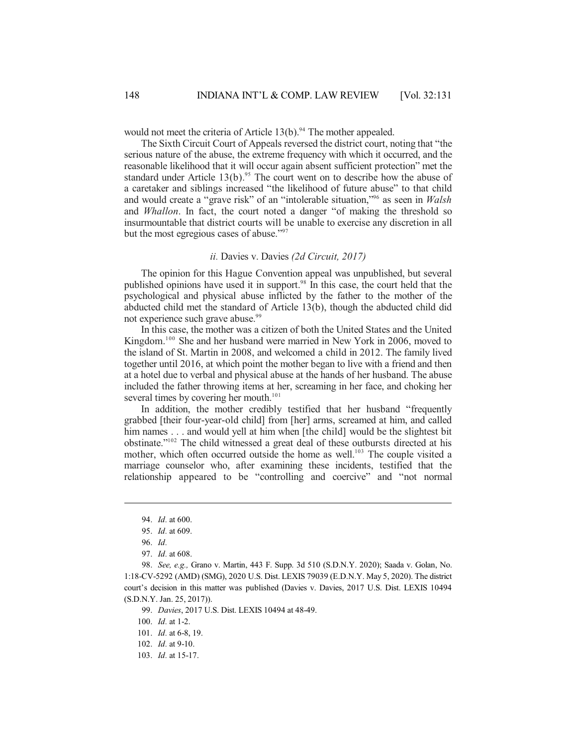would not meet the criteria of Article 13(b).[94] The mother appealed.

The Sixth Circuit Court of Appeals reversed the district court, noting that "the serious nature of the abuse, the extreme frequency with which it occurred, and the reasonable likelihood that it will occur again absent sufficient protection" met the standard under Article 13(b).[95] The court went on to describe how the abuse of a caretaker and siblings increased "the likelihood of future abuse" to that child and would create a "grave risk" of an "intolerable situation,"[96] as seen in *Walsh* and *Whallon*. In fact, the court noted a danger "of making the threshold so insurmountable that district courts will be unable to exercise any discretion in all but the most egregious cases of abuse."[97]

### *ii.* Davies v. Davies *(2d Circuit, 2017)*

The opinion for this Hague Convention appeal was unpublished, but several published opinions have used it in support.[98] In this case, the court held that the psychological and physical abuse inflicted by the father to the mother of the abducted child met the standard of Article 13(b), though the abducted child did not experience such grave abuse.[99]

In this case, the mother was a citizen of both the United States and the United Kingdom.[100] She and her husband were married in New York in 2006, moved to the island of St. Martin in 2008, and welcomed a child in 2012. The family lived together until 2016, at which point the mother began to live with a friend and then at a hotel due to verbal and physical abuse at the hands of her husband. The abuse included the father throwing items at her, screaming in her face, and choking her several times by covering her mouth.[101]

In addition, the mother credibly testified that her husband "frequently grabbed [their four-year-old child] from [her] arms, screamed at him, and called him names . . . and would yell at him when [the child] would be the slightest bit obstinate."[102] The child witnessed a great deal of these outbursts directed at his mother, which often occurred outside the home as well.[103] The couple visited a marriage counselor who, after examining these incidents, testified that the relationship appeared to be "controlling and coercive" and "not normal

---

94. *Id.* at 600.

95. *Id.* at 609.

96. *Id.*

97. *Id.* at 608.

98. *See, e.g.,* Grano v. Martin, 443 F. Supp. 3d 510 (S.D.N.Y. 2020); Saada v. Golan, No. 1:18-CV-5292 (AMD) (SMG), 2020 U.S. Dist. LEXIS 79039 (E.D.N.Y. May 5, 2020). The district court's decision in this matter was published (Davies v. Davies, 2017 U.S. Dist. LEXIS 10494 (S.D.N.Y. Jan. 25, 2017)).

99. *Davies*, 2017 U.S. Dist. LEXIS 10494 at 48-49.

100. *Id.* at 1-2.

101. *Id.* at 6-8, 19.

102. *Id.* at 9-10.

103. *Id.* at 15-17.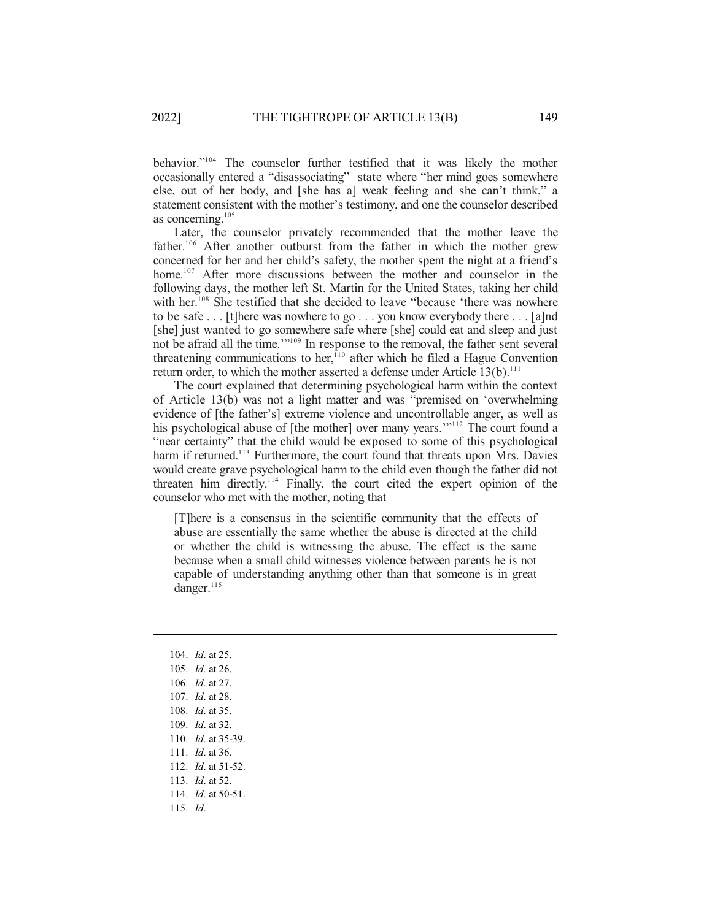behavior."[104] The counselor further testified that it was likely the mother occasionally entered a "disassociating" state where "her mind goes somewhere else, out of her body, and [she has a] weak feeling and she can't think," a statement consistent with the mother's testimony, and one the counselor described as concerning.[105]

Later, the counselor privately recommended that the mother leave the father.[106] After another outburst from the father in which the mother grew concerned for her and her child's safety, the mother spent the night at a friend's home.[107] After more discussions between the mother and counselor in the following days, the mother left St. Martin for the United States, taking her child with her.[108] She testified that she decided to leave "because 'there was nowhere to be safe . . . [t]here was nowhere to go . . . you know everybody there . . . [a]nd [she] just wanted to go somewhere safe where [she] could eat and sleep and just not be afraid all the time.'"[109] In response to the removal, the father sent several threatening communications to her,[110] after which he filed a Hague Convention return order, to which the mother asserted a defense under Article 13(b).[111]

The court explained that determining psychological harm within the context of Article 13(b) was not a light matter and was "premised on 'overwhelming evidence of [the father's] extreme violence and uncontrollable anger, as well as his psychological abuse of [the mother] over many years.'"[112] The court found a "near certainty" that the child would be exposed to some of this psychological harm if returned.[113] Furthermore, the court found that threats upon Mrs. Davies would create grave psychological harm to the child even though the father did not threaten him directly.[114] Finally, the court cited the expert opinion of the counselor who met with the mother, noting that

> [T]here is a consensus in the scientific community that the effects of abuse are essentially the same whether the abuse is directed at the child or whether the child is witnessing the abuse. The effect is the same because when a small child witnesses violence between parents he is not capable of understanding anything other than that someone is in great danger.[115]

---

104. *Id.* at 25.
105. *Id.* at 26.
106. *Id.* at 27.
107. *Id.* at 28.
108. *Id.* at 35.
109. *Id.* at 32.
110. *Id.* at 35-39.
111. *Id.* at 36.
112. *Id.* at 51-52.
113. *Id.* at 52.
114. *Id.* at 50-51.
115. *Id.*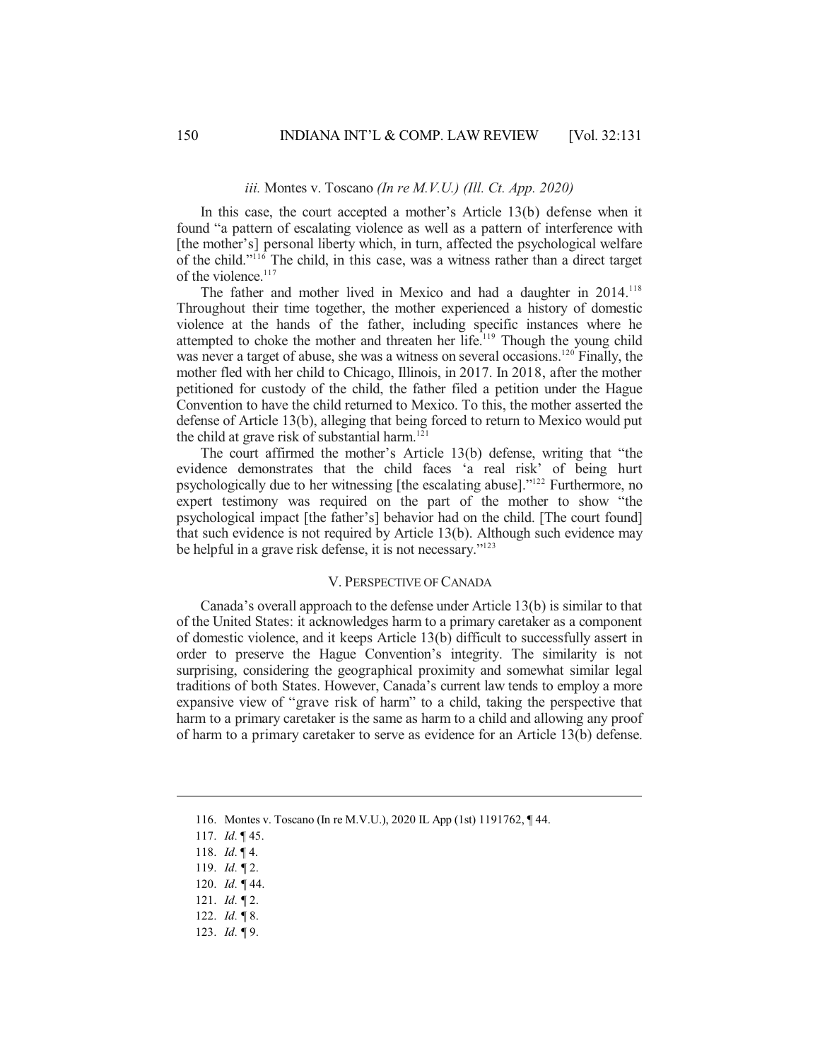### *iii.* Montes v. Toscano *(In re M.V.U.) (Ill. Ct. App. 2020)*

In this case, the court accepted a mother's Article 13(b) defense when it found "a pattern of escalating violence as well as a pattern of interference with [the mother's] personal liberty which, in turn, affected the psychological welfare of the child."[116] The child, in this case, was a witness rather than a direct target of the violence.[117]

The father and mother lived in Mexico and had a daughter in 2014.[118] Throughout their time together, the mother experienced a history of domestic violence at the hands of the father, including specific instances where he attempted to choke the mother and threaten her life.[119] Though the young child was never a target of abuse, she was a witness on several occasions.[120] Finally, the mother fled with her child to Chicago, Illinois, in 2017. In 2018, after the mother petitioned for custody of the child, the father filed a petition under the Hague Convention to have the child returned to Mexico. To this, the mother asserted the defense of Article 13(b), alleging that being forced to return to Mexico would put the child at grave risk of substantial harm.[121]

The court affirmed the mother's Article 13(b) defense, writing that "the evidence demonstrates that the child faces 'a real risk' of being hurt psychologically due to her witnessing [the escalating abuse]."[122] Furthermore, no expert testimony was required on the part of the mother to show "the psychological impact [the father's] behavior had on the child. [The court found] that such evidence is not required by Article 13(b). Although such evidence may be helpful in a grave risk defense, it is not necessary."[123]

## V. PERSPECTIVE OF CANADA

Canada's overall approach to the defense under Article 13(b) is similar to that of the United States: it acknowledges harm to a primary caretaker as a component of domestic violence, and it keeps Article 13(b) difficult to successfully assert in order to preserve the Hague Convention's integrity. The similarity is not surprising, considering the geographical proximity and somewhat similar legal traditions of both States. However, Canada's current law tends to employ a more expansive view of "grave risk of harm" to a child, taking the perspective that harm to a primary caretaker is the same as harm to a child and allowing any proof of harm to a primary caretaker to serve as evidence for an Article 13(b) defense.

---

116. Montes v. Toscano (In re M.V.U.), 2020 IL App (1st) 1191762, ¶ 44.
117. *Id.* ¶ 45.
118. *Id.* ¶ 4.
119. *Id.* ¶ 2.
120. *Id.* ¶ 44.
121. *Id.* ¶ 2.
122. *Id.* ¶ 8.
123. *Id.* ¶ 9.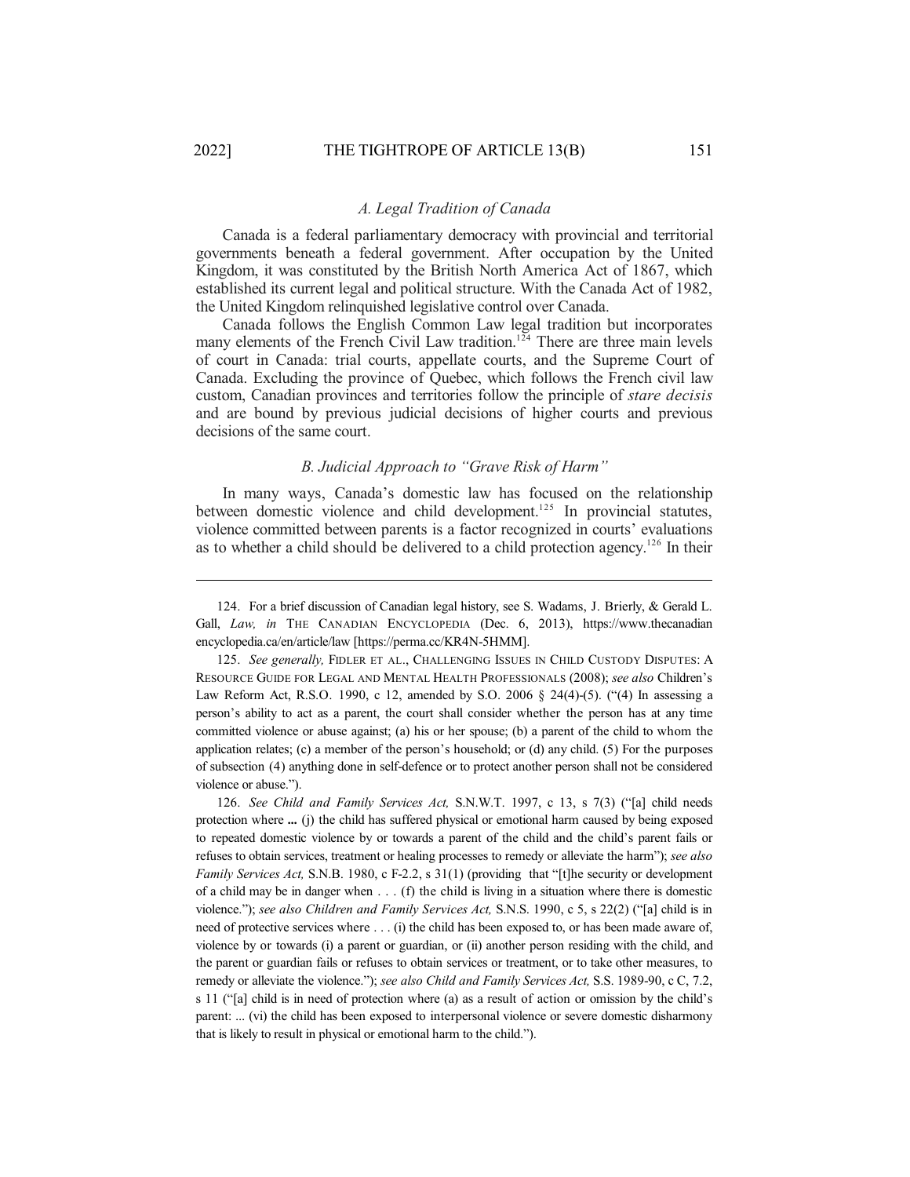### *A. Legal Tradition of Canada*

Canada is a federal parliamentary democracy with provincial and territorial governments beneath a federal government. After occupation by the United Kingdom, it was constituted by the British North America Act of 1867, which established its current legal and political structure. With the Canada Act of 1982, the United Kingdom relinquished legislative control over Canada.

Canada follows the English Common Law legal tradition but incorporates many elements of the French Civil Law tradition.[124] There are three main levels of court in Canada: trial courts, appellate courts, and the Supreme Court of Canada. Excluding the province of Quebec, which follows the French civil law custom, Canadian provinces and territories follow the principle of *stare decisis* and are bound by previous judicial decisions of higher courts and previous decisions of the same court.

### *B. Judicial Approach to "Grave Risk of Harm"*

In many ways, Canada's domestic law has focused on the relationship between domestic violence and child development.[125] In provincial statutes, violence committed between parents is a factor recognized in courts' evaluations as to whether a child should be delivered to a child protection agency.[126] In their

---

124. For a brief discussion of Canadian legal history, see S. Wadams, J. Brierly, & Gerald L. Gall, *Law, in* THE CANADIAN ENCYCLOPEDIA (Dec. 6, 2013), https://www.thecanadianencyclopedia.ca/en/article/law [https://perma.cc/KR4N-5HMM].

125. *See generally,* FIDLER ET AL., CHALLENGING ISSUES IN CHILD CUSTODY DISPUTES: A RESOURCE GUIDE FOR LEGAL AND MENTAL HEALTH PROFESSIONALS (2008); *see also* Children's Law Reform Act, R.S.O. 1990, c 12, amended by S.O. 2006 § 24(4)-(5). ("(4) In assessing a person's ability to act as a parent, the court shall consider whether the person has at any time committed violence or abuse against; (a) his or her spouse; (b) a parent of the child to whom the application relates; (c) a member of the person's household; or (d) any child. (5) For the purposes of subsection (4) anything done in self-defence or to protect another person shall not be considered violence or abuse.").

126. *See Child and Family Services Act,* S.N.W.T. 1997, c 13, s 7(3) ("[a] child needs protection where **...** (j) the child has suffered physical or emotional harm caused by being exposed to repeated domestic violence by or towards a parent of the child and the child's parent fails or refuses to obtain services, treatment or healing processes to remedy or alleviate the harm"); *see also Family Services Act,* S.N.B. 1980, c F-2.2, s 31(1) (providing that "[t]he security or development of a child may be in danger when . . . (f) the child is living in a situation where there is domestic violence."); *see also Children and Family Services Act,* S.N.S. 1990, c 5, s 22(2) ("[a] child is in need of protective services where . . . (i) the child has been exposed to, or has been made aware of, violence by or towards (i) a parent or guardian, or (ii) another person residing with the child, and the parent or guardian fails or refuses to obtain services or treatment, or to take other measures, to remedy or alleviate the violence."); *see also Child and Family Services Act,* S.S. 1989-90, c C, 7.2, s 11 ("[a] child is in need of protection where (a) as a result of action or omission by the child's parent: ... (vi) the child has been exposed to interpersonal violence or severe domestic disharmony that is likely to result in physical or emotional harm to the child.").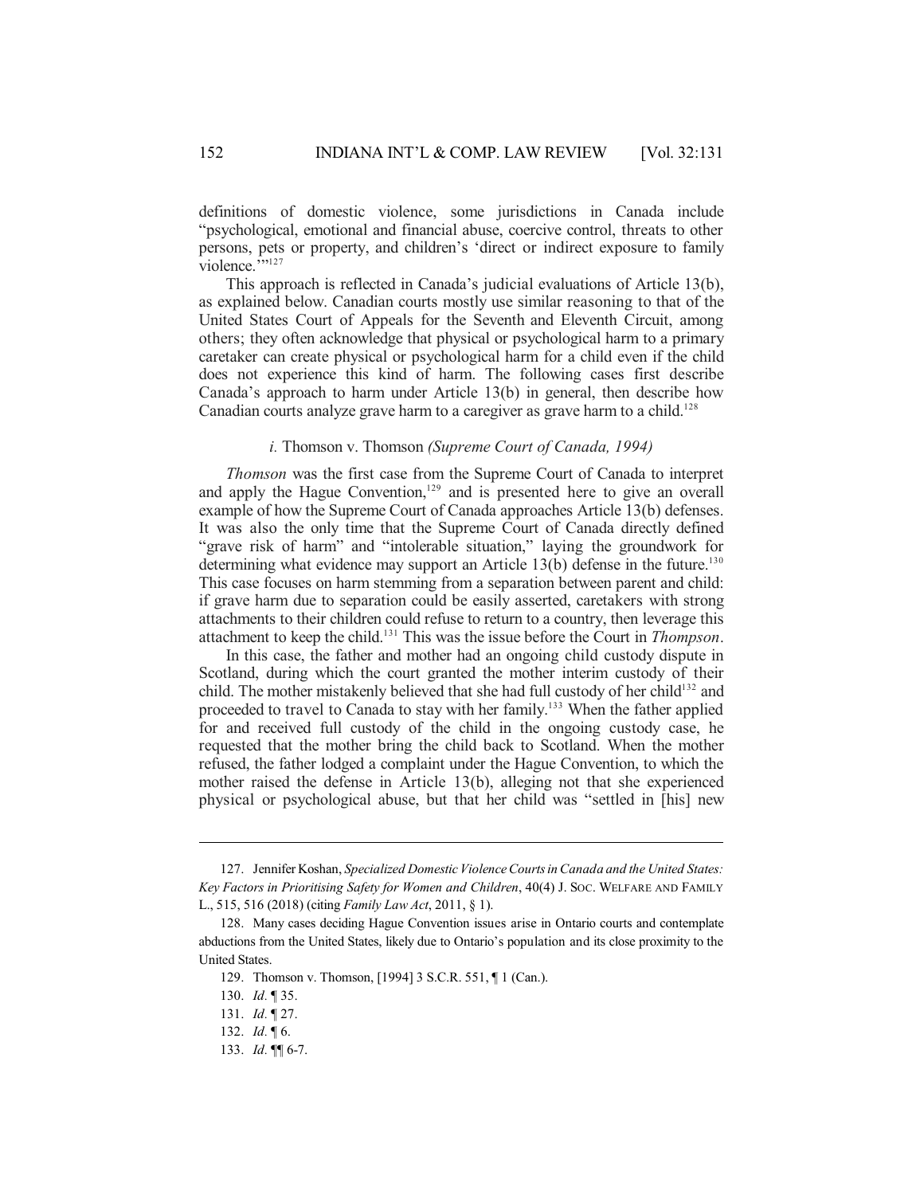definitions of domestic violence, some jurisdictions in Canada include "psychological, emotional and financial abuse, coercive control, threats to other persons, pets or property, and children's 'direct or indirect exposure to family violence.'"[127]

This approach is reflected in Canada's judicial evaluations of Article 13(b), as explained below. Canadian courts mostly use similar reasoning to that of the United States Court of Appeals for the Seventh and Eleventh Circuit, among others; they often acknowledge that physical or psychological harm to a primary caretaker can create physical or psychological harm for a child even if the child does not experience this kind of harm. The following cases first describe Canada's approach to harm under Article 13(b) in general, then describe how Canadian courts analyze grave harm to a caregiver as grave harm to a child.[128]

### *i.* Thomson v. Thomson *(Supreme Court of Canada, 1994)*

*Thomson* was the first case from the Supreme Court of Canada to interpret and apply the Hague Convention,[129] and is presented here to give an overall example of how the Supreme Court of Canada approaches Article 13(b) defenses. It was also the only time that the Supreme Court of Canada directly defined "grave risk of harm" and "intolerable situation," laying the groundwork for determining what evidence may support an Article 13(b) defense in the future.[130] This case focuses on harm stemming from a separation between parent and child: if grave harm due to separation could be easily asserted, caretakers with strong attachments to their children could refuse to return to a country, then leverage this attachment to keep the child.[131] This was the issue before the Court in *Thompson*.

In this case, the father and mother had an ongoing child custody dispute in Scotland, during which the court granted the mother interim custody of their child. The mother mistakenly believed that she had full custody of her child[132] and proceeded to travel to Canada to stay with her family.[133] When the father applied for and received full custody of the child in the ongoing custody case, he requested that the mother bring the child back to Scotland. When the mother refused, the father lodged a complaint under the Hague Convention, to which the mother raised the defense in Article 13(b), alleging not that she experienced physical or psychological abuse, but that her child was "settled in [his] new

---

127. Jennifer Koshan, *Specialized Domestic Violence Courts in Canada and the United States: Key Factors in Prioritising Safety for Women and Children*, 40(4) J. SOC. WELFARE AND FAMILY L., 515, 516 (2018) (citing *Family Law Act*, 2011, § 1).

128. Many cases deciding Hague Convention issues arise in Ontario courts and contemplate abductions from the United States, likely due to Ontario's population and its close proximity to the United States.

129. Thomson v. Thomson, [1994] 3 S.C.R. 551, ¶ 1 (Can.).

130. *Id.* ¶ 35.

131. *Id.* ¶ 27.

132. *Id.* ¶ 6.

133. *Id.* ¶¶ 6-7.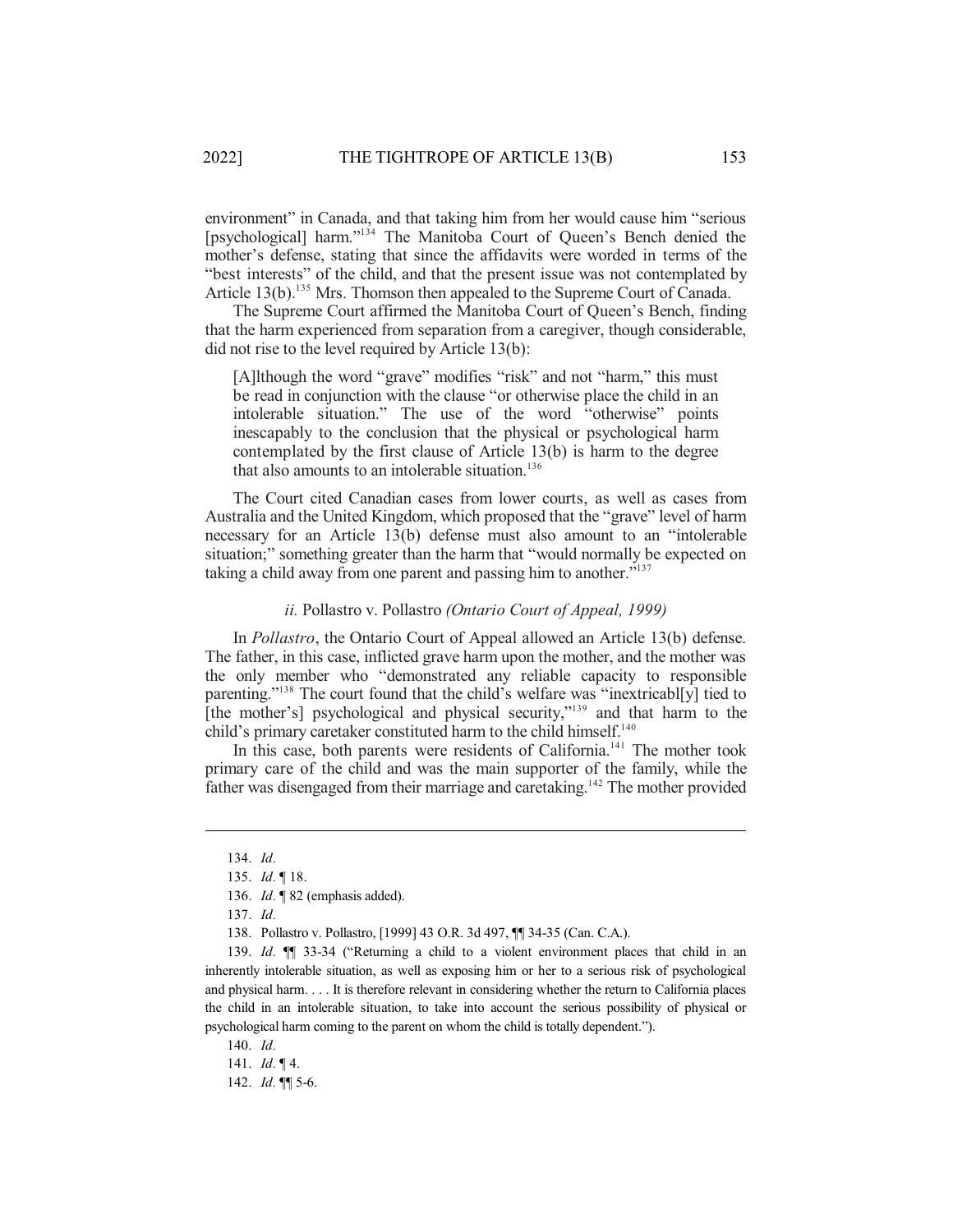environment" in Canada, and that taking him from her would cause him "serious [psychological] harm."[134] The Manitoba Court of Queen's Bench denied the mother's defense, stating that since the affidavits were worded in terms of the "best interests" of the child, and that the present issue was not contemplated by Article 13(b).[135] Mrs. Thomson then appealed to the Supreme Court of Canada.

The Supreme Court affirmed the Manitoba Court of Queen's Bench, finding that the harm experienced from separation from a caregiver, though considerable, did not rise to the level required by Article 13(b):

> [A]lthough the word "grave" modifies "risk" and not "harm," this must be read in conjunction with the clause "or otherwise place the child in an intolerable situation." The use of the word "otherwise" points inescapably to the conclusion that the physical or psychological harm contemplated by the first clause of Article 13(b) is harm to the degree that also amounts to an intolerable situation.[136]

The Court cited Canadian cases from lower courts, as well as cases from Australia and the United Kingdom, which proposed that the "grave" level of harm necessary for an Article 13(b) defense must also amount to an "intolerable situation;" something greater than the harm that "would normally be expected on taking a child away from one parent and passing him to another."[137]

#### *ii.* Pollastro v. Pollastro *(Ontario Court of Appeal, 1999)*

In *Pollastro*, the Ontario Court of Appeal allowed an Article 13(b) defense. The father, in this case, inflicted grave harm upon the mother, and the mother was the only member who "demonstrated any reliable capacity to responsible parenting."[138] The court found that the child's welfare was "inextricabl[y] tied to [the mother's] psychological and physical security,"[139] and that harm to the child's primary caretaker constituted harm to the child himself.[140]

In this case, both parents were residents of California.[141] The mother took primary care of the child and was the main supporter of the family, while the father was disengaged from their marriage and caretaking.[142] The mother provided

---

134. *Id.*

135. *Id.* ¶ 18.

136. *Id.* ¶ 82 (emphasis added).

137. *Id.*

138. Pollastro v. Pollastro, [1999] 43 O.R. 3d 497, ¶¶ 34-35 (Can. C.A.).

139. *Id.* ¶¶ 33-34 ("Returning a child to a violent environment places that child in an inherently intolerable situation, as well as exposing him or her to a serious risk of psychological and physical harm. . . . It is therefore relevant in considering whether the return to California places the child in an intolerable situation, to take into account the serious possibility of physical or psychological harm coming to the parent on whom the child is totally dependent.").

140. *Id.*

141. *Id.* ¶ 4.

142. *Id.* ¶¶ 5-6.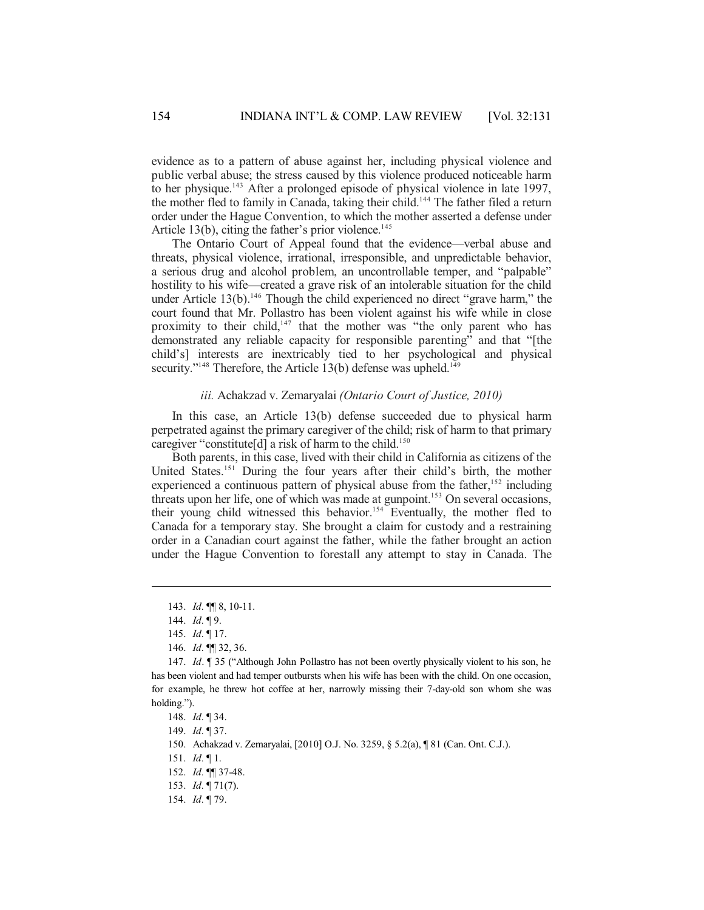evidence as to a pattern of abuse against her, including physical violence and public verbal abuse; the stress caused by this violence produced noticeable harm to her physique.[143] After a prolonged episode of physical violence in late 1997, the mother fled to family in Canada, taking their child.[144] The father filed a return order under the Hague Convention, to which the mother asserted a defense under Article 13(b), citing the father's prior violence.[145]

The Ontario Court of Appeal found that the evidence—verbal abuse and threats, physical violence, irrational, irresponsible, and unpredictable behavior, a serious drug and alcohol problem, an uncontrollable temper, and "palpable" hostility to his wife—created a grave risk of an intolerable situation for the child under Article 13(b).[146] Though the child experienced no direct "grave harm," the court found that Mr. Pollastro has been violent against his wife while in close proximity to their child,[147] that the mother was "the only parent who has demonstrated any reliable capacity for responsible parenting" and that "[the child's] interests are inextricably tied to her psychological and physical security."[148] Therefore, the Article 13(b) defense was upheld.[149]

### *iii.* Achakzad v. Zemaryalai *(Ontario Court of Justice, 2010)*

In this case, an Article 13(b) defense succeeded due to physical harm perpetrated against the primary caregiver of the child; risk of harm to that primary caregiver "constitute[d] a risk of harm to the child.[150]

Both parents, in this case, lived with their child in California as citizens of the United States.[151] During the four years after their child's birth, the mother experienced a continuous pattern of physical abuse from the father,[152] including threats upon her life, one of which was made at gunpoint.[153] On several occasions, their young child witnessed this behavior.[154] Eventually, the mother fled to Canada for a temporary stay. She brought a claim for custody and a restraining order in a Canadian court against the father, while the father brought an action under the Hague Convention to forestall any attempt to stay in Canada. The

---

143. *Id.* ¶¶ 8, 10-11.

144. *Id.* ¶ 9.

145. *Id.* ¶ 17.

146. *Id.* ¶¶ 32, 36.

147. *Id*. ¶ 35 ("Although John Pollastro has not been overtly physically violent to his son, he has been violent and had temper outbursts when his wife has been with the child. On one occasion, for example, he threw hot coffee at her, narrowly missing their 7-day-old son whom she was holding.").

148. *Id.* ¶ 34.

149. *Id.* ¶ 37.

150. Achakzad v. Zemaryalai, [2010] O.J. No. 3259, § 5.2(a), ¶ 81 (Can. Ont. C.J.).

151. *Id.* ¶ 1.

152. *Id.* ¶¶ 37-48.

153. *Id.* ¶ 71(7).

154. *Id.* ¶ 79.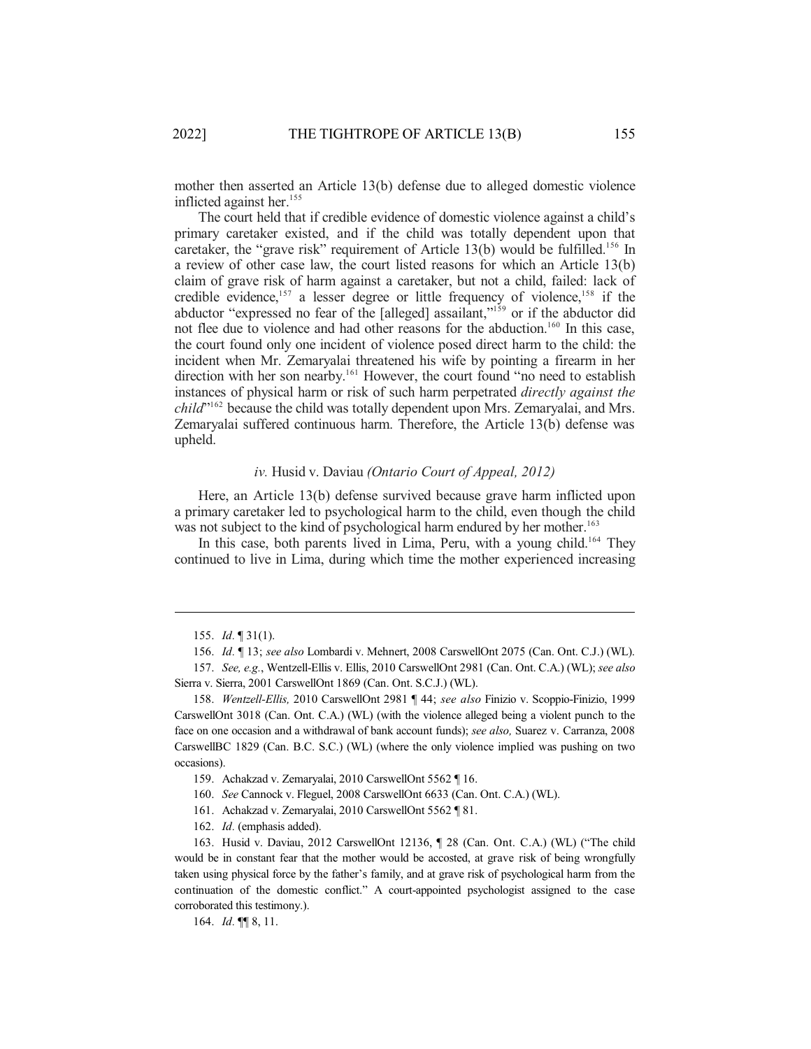mother then asserted an Article 13(b) defense due to alleged domestic violence inflicted against her.[155]

The court held that if credible evidence of domestic violence against a child's primary caretaker existed, and if the child was totally dependent upon that caretaker, the "grave risk" requirement of Article 13(b) would be fulfilled.[156] In a review of other case law, the court listed reasons for which an Article 13(b) claim of grave risk of harm against a caretaker, but not a child, failed: lack of credible evidence,[157] a lesser degree or little frequency of violence,[158] if the abductor "expressed no fear of the [alleged] assailant,"[159] or if the abductor did not flee due to violence and had other reasons for the abduction.[160] In this case, the court found only one incident of violence posed direct harm to the child: the incident when Mr. Zemaryalai threatened his wife by pointing a firearm in her direction with her son nearby.[161] However, the court found "no need to establish instances of physical harm or risk of such harm perpetrated *directly against the child*"[162] because the child was totally dependent upon Mrs. Zemaryalai, and Mrs. Zemaryalai suffered continuous harm. Therefore, the Article 13(b) defense was upheld.

#### *iv.* Husid v. Daviau *(Ontario Court of Appeal, 2012)*

Here, an Article 13(b) defense survived because grave harm inflicted upon a primary caretaker led to psychological harm to the child, even though the child was not subject to the kind of psychological harm endured by her mother.[163]

In this case, both parents lived in Lima, Peru, with a young child.[164] They continued to live in Lima, during which time the mother experienced increasing

---

155. *Id.* ¶ 31(1).

156. *Id.* ¶ 13; *see also* Lombardi v. Mehnert, 2008 CarswellOnt 2075 (Can. Ont. C.J.) (WL).

157. *See, e.g.*, Wentzell-Ellis v. Ellis, 2010 CarswellOnt 2981 (Can. Ont. C.A.) (WL); *see also* Sierra v. Sierra, 2001 CarswellOnt 1869 (Can. Ont. S.C.J.) (WL).

158. *Wentzell-Ellis,* 2010 CarswellOnt 2981 ¶ 44; *see also* Finizio v. Scoppio-Finizio, 1999 CarswellOnt 3018 (Can. Ont. C.A.) (WL) (with the violence alleged being a violent punch to the face on one occasion and a withdrawal of bank account funds); *see also,* Suarez v. Carranza, 2008 CarswellBC 1829 (Can. B.C. S.C.) (WL) (where the only violence implied was pushing on two occasions).

159. Achakzad v. Zemaryalai, 2010 CarswellOnt 5562 ¶ 16.

160. *See* Cannock v. Fleguel, 2008 CarswellOnt 6633 (Can. Ont. C.A.) (WL).

161. Achakzad v. Zemaryalai, 2010 CarswellOnt 5562 ¶ 81.

162. *Id.* (emphasis added).

163. Husid v. Daviau, 2012 CarswellOnt 12136, ¶ 28 (Can. Ont. C.A.) (WL) ("The child would be in constant fear that the mother would be accosted, at grave risk of being wrongfully taken using physical force by the father's family, and at grave risk of psychological harm from the continuation of the domestic conflict." A court-appointed psychologist assigned to the case corroborated this testimony.).

164. *Id.* ¶¶ 8, 11.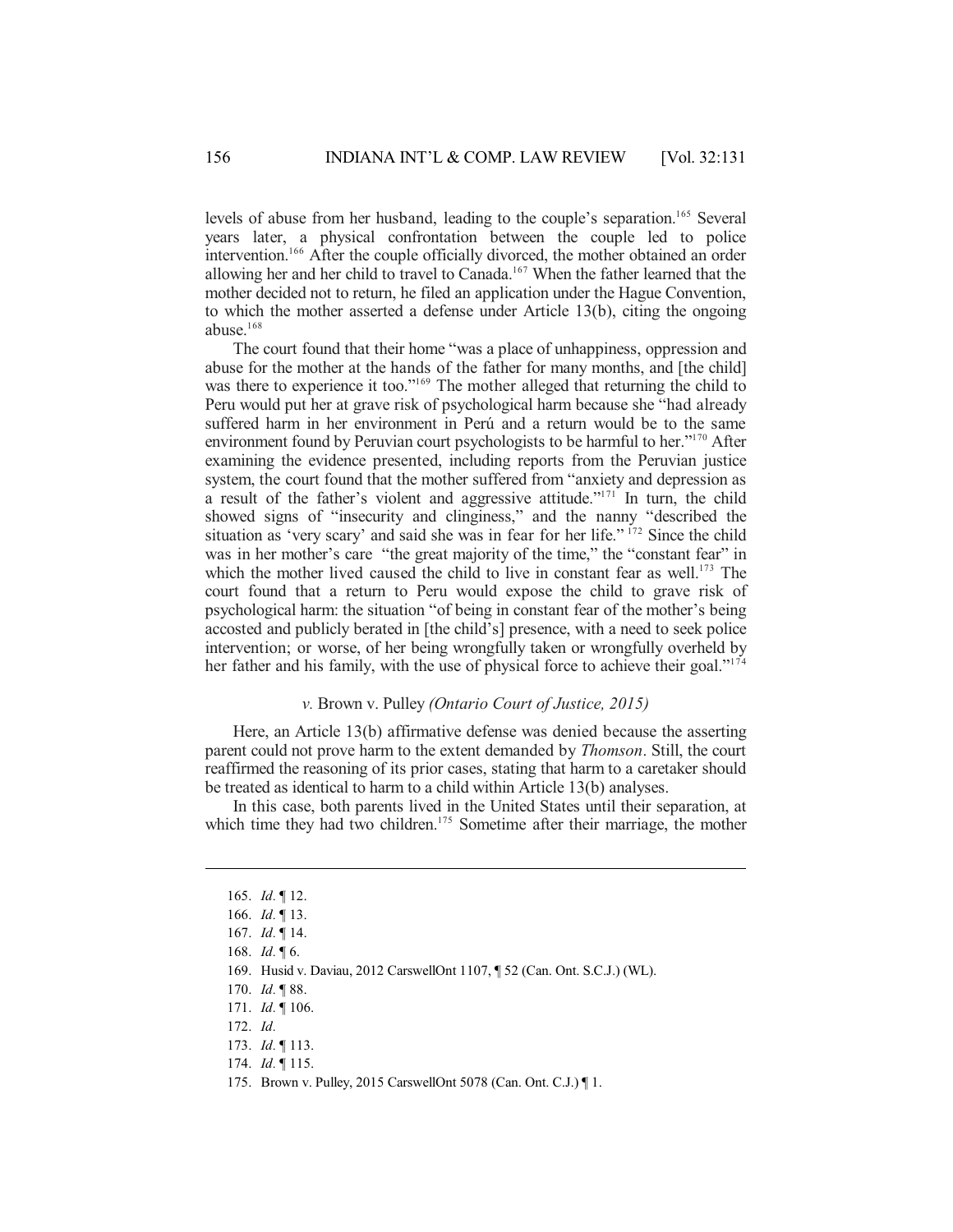levels of abuse from her husband, leading to the couple's separation.[165] Several years later, a physical confrontation between the couple led to police intervention.[166] After the couple officially divorced, the mother obtained an order allowing her and her child to travel to Canada.[167] When the father learned that the mother decided not to return, he filed an application under the Hague Convention, to which the mother asserted a defense under Article 13(b), citing the ongoing abuse.[168]

The court found that their home "was a place of unhappiness, oppression and abuse for the mother at the hands of the father for many months, and [the child] was there to experience it too."[169] The mother alleged that returning the child to Peru would put her at grave risk of psychological harm because she "had already suffered harm in her environment in Perú and a return would be to the same environment found by Peruvian court psychologists to be harmful to her."[170] After examining the evidence presented, including reports from the Peruvian justice system, the court found that the mother suffered from "anxiety and depression as a result of the father's violent and aggressive attitude."[171] In turn, the child showed signs of "insecurity and clinginess," and the nanny "described the situation as 'very scary' and said she was in fear for her life."[172] Since the child was in her mother's care "the great majority of the time," the "constant fear" in which the mother lived caused the child to live in constant fear as well.[173] The court found that a return to Peru would expose the child to grave risk of psychological harm: the situation "of being in constant fear of the mother's being accosted and publicly berated in [the child's] presence, with a need to seek police intervention; or worse, of her being wrongfully taken or wrongfully overheld by her father and his family, with the use of physical force to achieve their goal."[174]

#### *v.* Brown v. Pulley *(Ontario Court of Justice, 2015)*

Here, an Article 13(b) affirmative defense was denied because the asserting parent could not prove harm to the extent demanded by *Thomson*. Still, the court reaffirmed the reasoning of its prior cases, stating that harm to a caretaker should be treated as identical to harm to a child within Article 13(b) analyses.

In this case, both parents lived in the United States until their separation, at which time they had two children.[175] Sometime after their marriage, the mother

---

165. *Id.* ¶ 12.
166. *Id.* ¶ 13.
167. *Id.* ¶ 14.
168. *Id.* ¶ 6.
169. Husid v. Daviau, 2012 CarswellOnt 1107, ¶ 52 (Can. Ont. S.C.J.) (WL).
170. *Id.* ¶ 88.
171. *Id.* ¶ 106.
172. *Id.*
173. *Id.* ¶ 113.
174. *Id.* ¶ 115.
175. Brown v. Pulley, 2015 CarswellOnt 5078 (Can. Ont. C.J.) ¶ 1.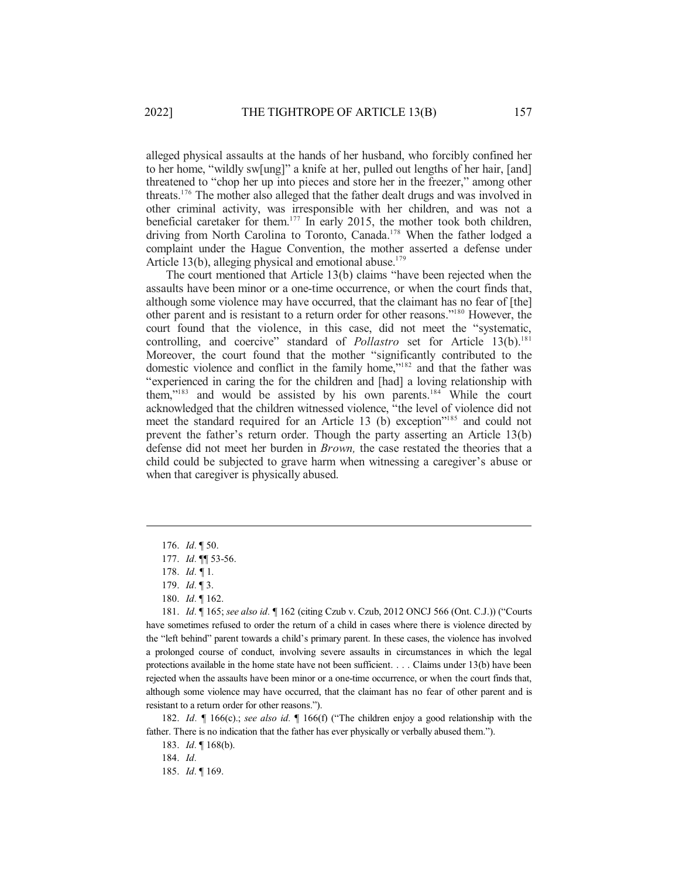alleged physical assaults at the hands of her husband, who forcibly confined her to her home, "wildly sw[ung]" a knife at her, pulled out lengths of her hair, [and] threatened to "chop her up into pieces and store her in the freezer," among other threats.[176] The mother also alleged that the father dealt drugs and was involved in other criminal activity, was irresponsible with her children, and was not a beneficial caretaker for them.[177] In early 2015, the mother took both children, driving from North Carolina to Toronto, Canada.[178] When the father lodged a complaint under the Hague Convention, the mother asserted a defense under Article 13(b), alleging physical and emotional abuse.[179]

The court mentioned that Article 13(b) claims "have been rejected when the assaults have been minor or a one-time occurrence, or when the court finds that, although some violence may have occurred, that the claimant has no fear of [the] other parent and is resistant to a return order for other reasons."[180] However, the court found that the violence, in this case, did not meet the "systematic, controlling, and coercive" standard of *Pollastro* set for Article 13(b).[181] Moreover, the court found that the mother "significantly contributed to the domestic violence and conflict in the family home,"[182] and that the father was "experienced in caring the for the children and [had] a loving relationship with them,"[183] and would be assisted by his own parents.[184] While the court acknowledged that the children witnessed violence, "the level of violence did not meet the standard required for an Article 13 (b) exception"[185] and could not prevent the father's return order. Though the party asserting an Article 13(b) defense did not meet her burden in *Brown,* the case restated the theories that a child could be subjected to grave harm when witnessing a caregiver's abuse or when that caregiver is physically abused.

---

176. *Id.* ¶ 50.

177. *Id.* ¶¶ 53-56.

178. *Id.* ¶ 1.

179. *Id.* ¶ 3.

180. *Id.* ¶ 162.

181. *Id.* ¶ 165; *see also id.* ¶ 162 (citing Czub v. Czub, 2012 ONCJ 566 (Ont. C.J.)) ("Courts have sometimes refused to order the return of a child in cases where there is violence directed by the "left behind" parent towards a child's primary parent. In these cases, the violence has involved a prolonged course of conduct, involving severe assaults in circumstances in which the legal protections available in the home state have not been sufficient. . . . Claims under 13(b) have been rejected when the assaults have been minor or a one-time occurrence, or when the court finds that, although some violence may have occurred, that the claimant has no fear of other parent and is resistant to a return order for other reasons.").

182. *Id.* ¶ 166(c).; *see also id.* ¶ 166(f) ("The children enjoy a good relationship with the father. There is no indication that the father has ever physically or verbally abused them.").

183. *Id.* ¶ 168(b).

184. *Id.*

185. *Id.* ¶ 169.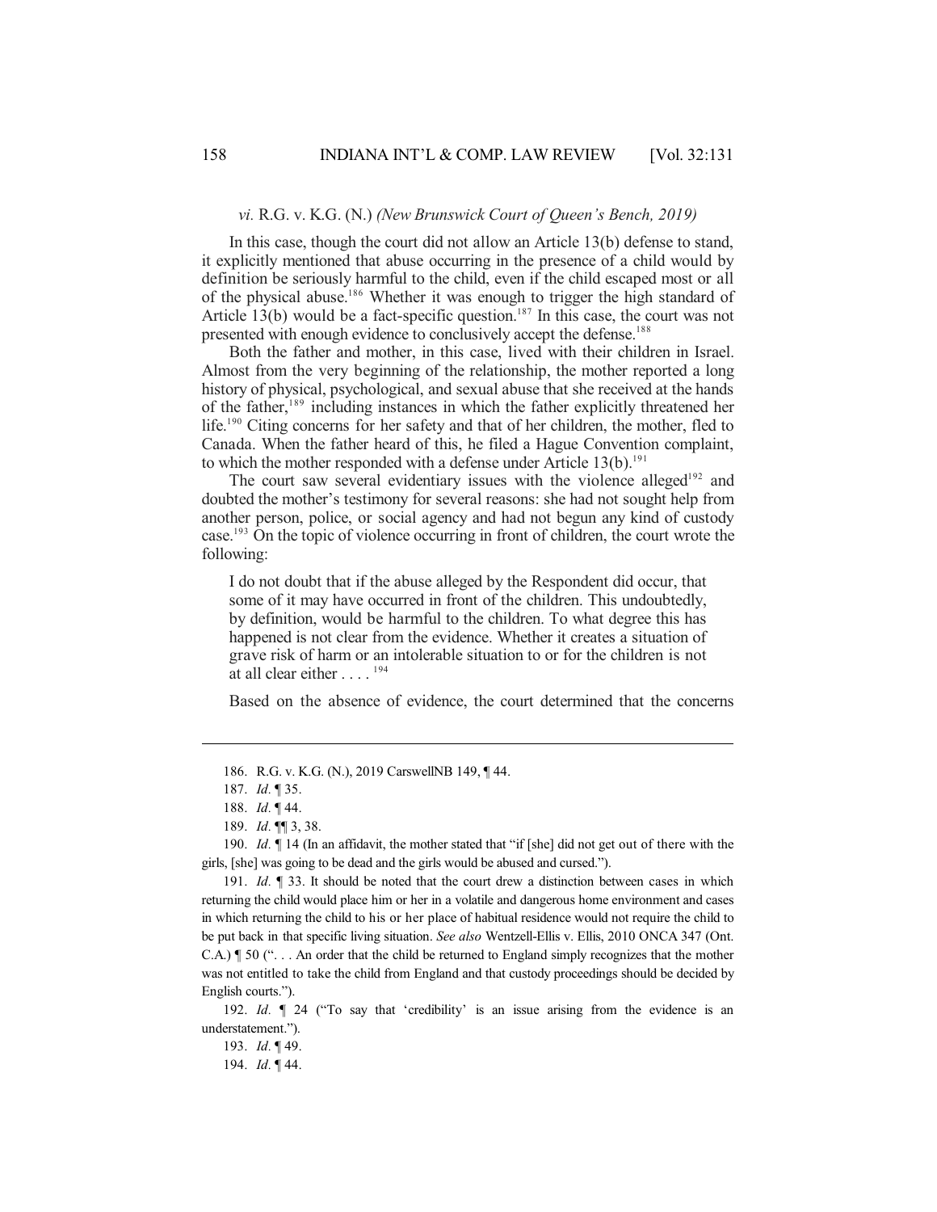*vi.* R.G. v. K.G. (N.) *(New Brunswick Court of Queen's Bench, 2019)*

In this case, though the court did not allow an Article 13(b) defense to stand, it explicitly mentioned that abuse occurring in the presence of a child would by definition be seriously harmful to the child, even if the child escaped most or all of the physical abuse.[186] Whether it was enough to trigger the high standard of Article 13(b) would be a fact-specific question.[187] In this case, the court was not presented with enough evidence to conclusively accept the defense.[188]

Both the father and mother, in this case, lived with their children in Israel. Almost from the very beginning of the relationship, the mother reported a long history of physical, psychological, and sexual abuse that she received at the hands of the father,[189] including instances in which the father explicitly threatened her life.[190] Citing concerns for her safety and that of her children, the mother, fled to Canada. When the father heard of this, he filed a Hague Convention complaint, to which the mother responded with a defense under Article 13(b).[191]

The court saw several evidentiary issues with the violence alleged[192] and doubted the mother's testimony for several reasons: she had not sought help from another person, police, or social agency and had not begun any kind of custody case.[193] On the topic of violence occurring in front of children, the court wrote the following:

> I do not doubt that if the abuse alleged by the Respondent did occur, that some of it may have occurred in front of the children. This undoubtedly, by definition, would be harmful to the children. To what degree this has happened is not clear from the evidence. Whether it creates a situation of grave risk of harm or an intolerable situation to or for the children is not at all clear either . . . .[194]

Based on the absence of evidence, the court determined that the concerns

---

186. R.G. v. K.G. (N.), 2019 CarswellNB 149, ¶ 44.

187. *Id.* ¶ 35.

188. *Id.* ¶ 44.

189. *Id.* ¶¶ 3, 38.

190. *Id.* ¶ 14 (In an affidavit, the mother stated that "if [she] did not get out of there with the girls, [she] was going to be dead and the girls would be abused and cursed.").

191. *Id.* ¶ 33. It should be noted that the court drew a distinction between cases in which returning the child would place him or her in a volatile and dangerous home environment and cases in which returning the child to his or her place of habitual residence would not require the child to be put back in that specific living situation. *See also* Wentzell-Ellis v. Ellis, 2010 ONCA 347 (Ont. C.A.) ¶ 50 (". . . An order that the child be returned to England simply recognizes that the mother was not entitled to take the child from England and that custody proceedings should be decided by English courts.").

192. *Id.* ¶ 24 ("To say that 'credibility' is an issue arising from the evidence is an understatement.").

193. *Id.* ¶ 49.

194. *Id.* ¶ 44.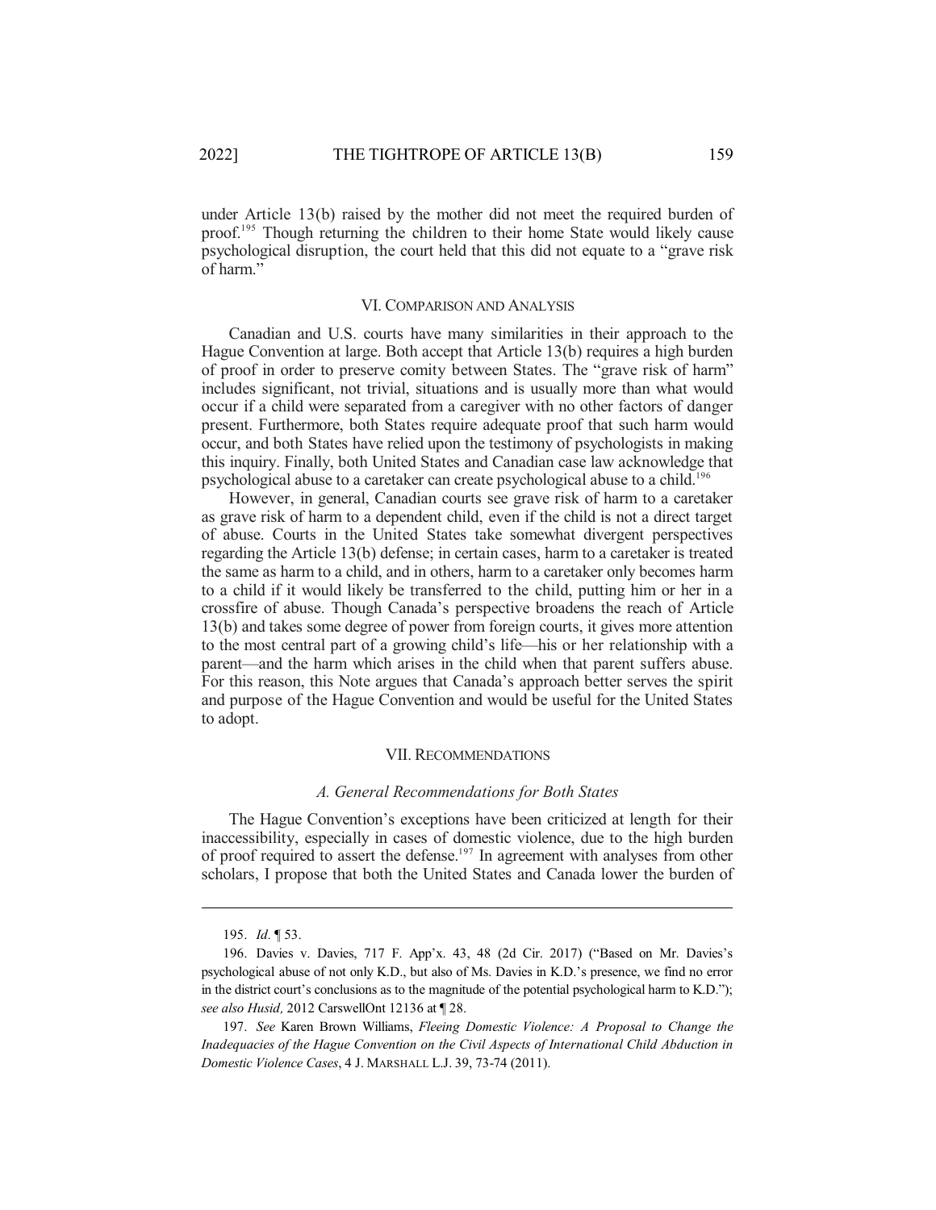under Article 13(b) raised by the mother did not meet the required burden of proof.[195] Though returning the children to their home State would likely cause psychological disruption, the court held that this did not equate to a "grave risk of harm."

## VI. COMPARISON AND ANALYSIS

Canadian and U.S. courts have many similarities in their approach to the Hague Convention at large. Both accept that Article 13(b) requires a high burden of proof in order to preserve comity between States. The "grave risk of harm" includes significant, not trivial, situations and is usually more than what would occur if a child were separated from a caregiver with no other factors of danger present. Furthermore, both States require adequate proof that such harm would occur, and both States have relied upon the testimony of psychologists in making this inquiry. Finally, both United States and Canadian case law acknowledge that psychological abuse to a caretaker can create psychological abuse to a child.[196]

However, in general, Canadian courts see grave risk of harm to a caretaker as grave risk of harm to a dependent child, even if the child is not a direct target of abuse. Courts in the United States take somewhat divergent perspectives regarding the Article 13(b) defense; in certain cases, harm to a caretaker is treated the same as harm to a child, and in others, harm to a caretaker only becomes harm to a child if it would likely be transferred to the child, putting him or her in a crossfire of abuse. Though Canada's perspective broadens the reach of Article 13(b) and takes some degree of power from foreign courts, it gives more attention to the most central part of a growing child's life—his or her relationship with a parent—and the harm which arises in the child when that parent suffers abuse. For this reason, this Note argues that Canada's approach better serves the spirit and purpose of the Hague Convention and would be useful for the United States to adopt.

## VII. RECOMMENDATIONS

### *A. General Recommendations for Both States*

The Hague Convention's exceptions have been criticized at length for their inaccessibility, especially in cases of domestic violence, due to the high burden of proof required to assert the defense.[197] In agreement with analyses from other scholars, I propose that both the United States and Canada lower the burden of

---

195. *Id.* ¶ 53.

196. Davies v. Davies, 717 F. App'x. 43, 48 (2d Cir. 2017) ("Based on Mr. Davies's psychological abuse of not only K.D., but also of Ms. Davies in K.D.'s presence, we find no error in the district court's conclusions as to the magnitude of the potential psychological harm to K.D."); *see also Husid,* 2012 CarswellOnt 12136 at ¶ 28.

197. *See* Karen Brown Williams, *Fleeing Domestic Violence: A Proposal to Change the Inadequacies of the Hague Convention on the Civil Aspects of International Child Abduction in Domestic Violence Cases*, 4 J. MARSHALL L.J. 39, 73-74 (2011).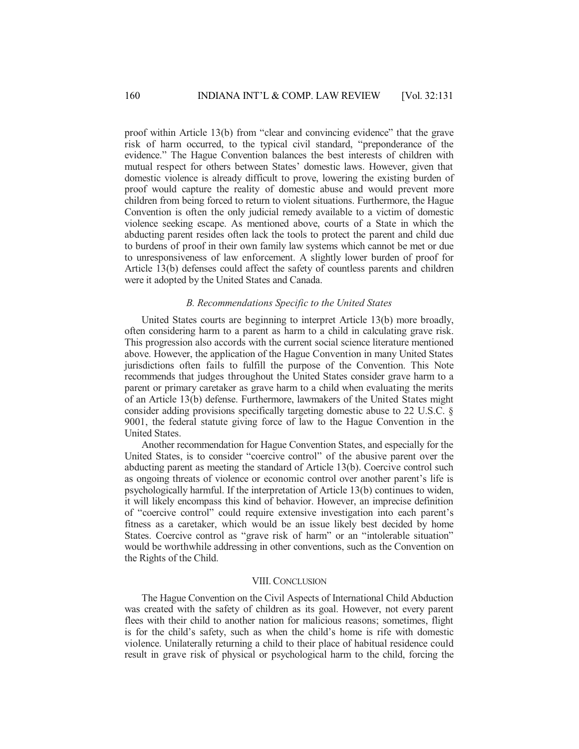proof within Article 13(b) from "clear and convincing evidence" that the grave risk of harm occurred, to the typical civil standard, "preponderance of the evidence." The Hague Convention balances the best interests of children with mutual respect for others between States' domestic laws. However, given that domestic violence is already difficult to prove, lowering the existing burden of proof would capture the reality of domestic abuse and would prevent more children from being forced to return to violent situations. Furthermore, the Hague Convention is often the only judicial remedy available to a victim of domestic violence seeking escape. As mentioned above, courts of a State in which the abducting parent resides often lack the tools to protect the parent and child due to burdens of proof in their own family law systems which cannot be met or due to unresponsiveness of law enforcement. A slightly lower burden of proof for Article 13(b) defenses could affect the safety of countless parents and children were it adopted by the United States and Canada.

### *B. Recommendations Specific to the United States*

United States courts are beginning to interpret Article 13(b) more broadly, often considering harm to a parent as harm to a child in calculating grave risk. This progression also accords with the current social science literature mentioned above. However, the application of the Hague Convention in many United States jurisdictions often fails to fulfill the purpose of the Convention. This Note recommends that judges throughout the United States consider grave harm to a parent or primary caretaker as grave harm to a child when evaluating the merits of an Article 13(b) defense. Furthermore, lawmakers of the United States might consider adding provisions specifically targeting domestic abuse to 22 U.S.C. § 9001, the federal statute giving force of law to the Hague Convention in the United States.

Another recommendation for Hague Convention States, and especially for the United States, is to consider "coercive control" of the abusive parent over the abducting parent as meeting the standard of Article 13(b). Coercive control such as ongoing threats of violence or economic control over another parent's life is psychologically harmful. If the interpretation of Article 13(b) continues to widen, it will likely encompass this kind of behavior. However, an imprecise definition of "coercive control" could require extensive investigation into each parent's fitness as a caretaker, which would be an issue likely best decided by home States. Coercive control as "grave risk of harm" or an "intolerable situation" would be worthwhile addressing in other conventions, such as the Convention on the Rights of the Child.

## VIII. CONCLUSION

The Hague Convention on the Civil Aspects of International Child Abduction was created with the safety of children as its goal. However, not every parent flees with their child to another nation for malicious reasons; sometimes, flight is for the child's safety, such as when the child's home is rife with domestic violence. Unilaterally returning a child to their place of habitual residence could result in grave risk of physical or psychological harm to the child, forcing the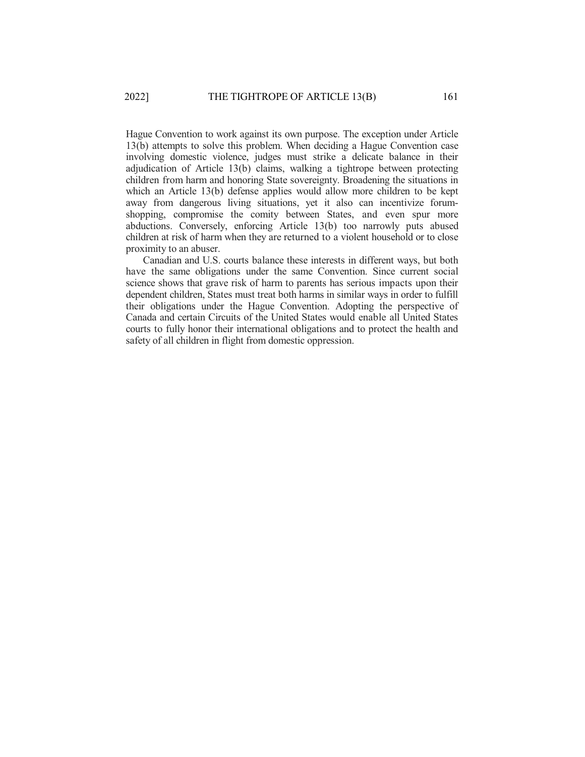Hague Convention to work against its own purpose. The exception under Article 13(b) attempts to solve this problem. When deciding a Hague Convention case involving domestic violence, judges must strike a delicate balance in their adjudication of Article 13(b) claims, walking a tightrope between protecting children from harm and honoring State sovereignty. Broadening the situations in which an Article 13(b) defense applies would allow more children to be kept away from dangerous living situations, yet it also can incentivize forum-shopping, compromise the comity between States, and even spur more abductions. Conversely, enforcing Article 13(b) too narrowly puts abused children at risk of harm when they are returned to a violent household or to close proximity to an abuser.

Canadian and U.S. courts balance these interests in different ways, but both have the same obligations under the same Convention. Since current social science shows that grave risk of harm to parents has serious impacts upon their dependent children, States must treat both harms in similar ways in order to fulfill their obligations under the Hague Convention. Adopting the perspective of Canada and certain Circuits of the United States would enable all United States courts to fully honor their international obligations and to protect the health and safety of all children in flight from domestic oppression.